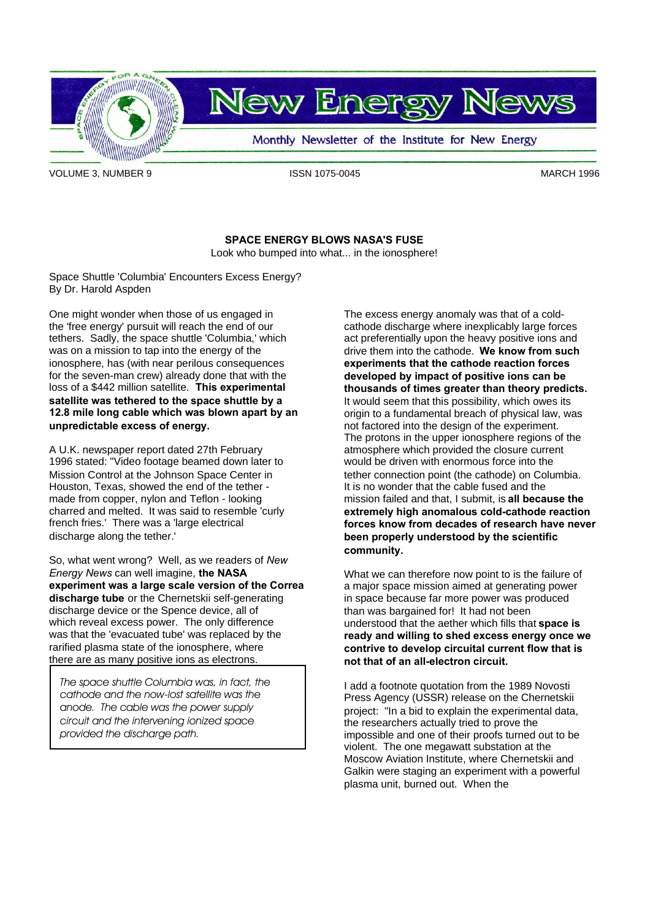# New Energy News

Monthly Newsletter of the Institute for New Energy

VOLUME 3, NUMBER 9 | ISSN 1075-0045 | MARCH 1996

## SPACE ENERGY BLOWS NASA'S FUSE

Look who bumped into what... in the ionosphere!

Space Shuttle 'Columbia' Encounters Excess Energy?
By Dr. Harold Aspden

One might wonder when those of us engaged in the 'free energy' pursuit will reach the end of our tethers. Sadly, the space shuttle 'Columbia,' which was on a mission to tap into the energy of the ionosphere, has (with near perilous consequences for the seven-man crew) already done that with the loss of a $442 million satellite. **This experimental satellite was tethered to the space shuttle by a 12.8 mile long cable which was blown apart by an unpredictable excess of energy.**

A U.K. newspaper report dated 27th February 1996 stated: "Video footage beamed down later to Mission Control at the Johnson Space Center in Houston, Texas, showed the end of the tether - made from copper, nylon and Teflon - looking charred and melted. It was said to resemble 'curly french fries.' There was a 'large electrical discharge along the tether.'

So, what went wrong? Well, as we readers of *New Energy News* can well imagine, **the NASA experiment was a large scale version of the Correa discharge tube** or the Chernetskii self-generating discharge device or the Spence device, all of which reveal excess power. The only difference was that the 'evacuated tube' was replaced by the rarified plasma state of the ionosphere, where there are as many positive ions as electrons.

> *The space shuttle Columbia was, in fact, the cathode and the now-lost satellite was the anode. The cable was the power supply circuit and the intervening ionized space provided the discharge path.*

The excess energy anomaly was that of a cold-cathode discharge where inexplicably large forces act preferentially upon the heavy positive ions and drive them into the cathode. **We know from such experiments that the cathode reaction forces developed by impact of positive ions can be thousands of times greater than theory predicts.** It would seem that this possibility, which owes its origin to a fundamental breach of physical law, was not factored into the design of the experiment. The protons in the upper ionosphere regions of the atmosphere which provided the closure current would be driven with enormous force into the tether connection point (the cathode) on Columbia. It is no wonder that the cable fused and the mission failed and that, I submit, is **all because the extremely high anomalous cold-cathode reaction forces know from decades of research have never been properly understood by the scientific community.**

What we can therefore now point to is the failure of a major space mission aimed at generating power in space because far more power was produced than was bargained for! It had not been understood that the aether which fills that **space is ready and willing to shed excess energy once we contrive to develop circuital current flow that is not that of an all-electron circuit.**

I add a footnote quotation from the 1989 Novosti Press Agency (USSR) release on the Chernetskii project: "In a bid to explain the experimental data, the researchers actually tried to prove the impossible and one of their proofs turned out to be violent. The one megawatt substation at the Moscow Aviation Institute, where Chernetskii and Galkin were staging an experiment with a powerful plasma unit, burned out. When the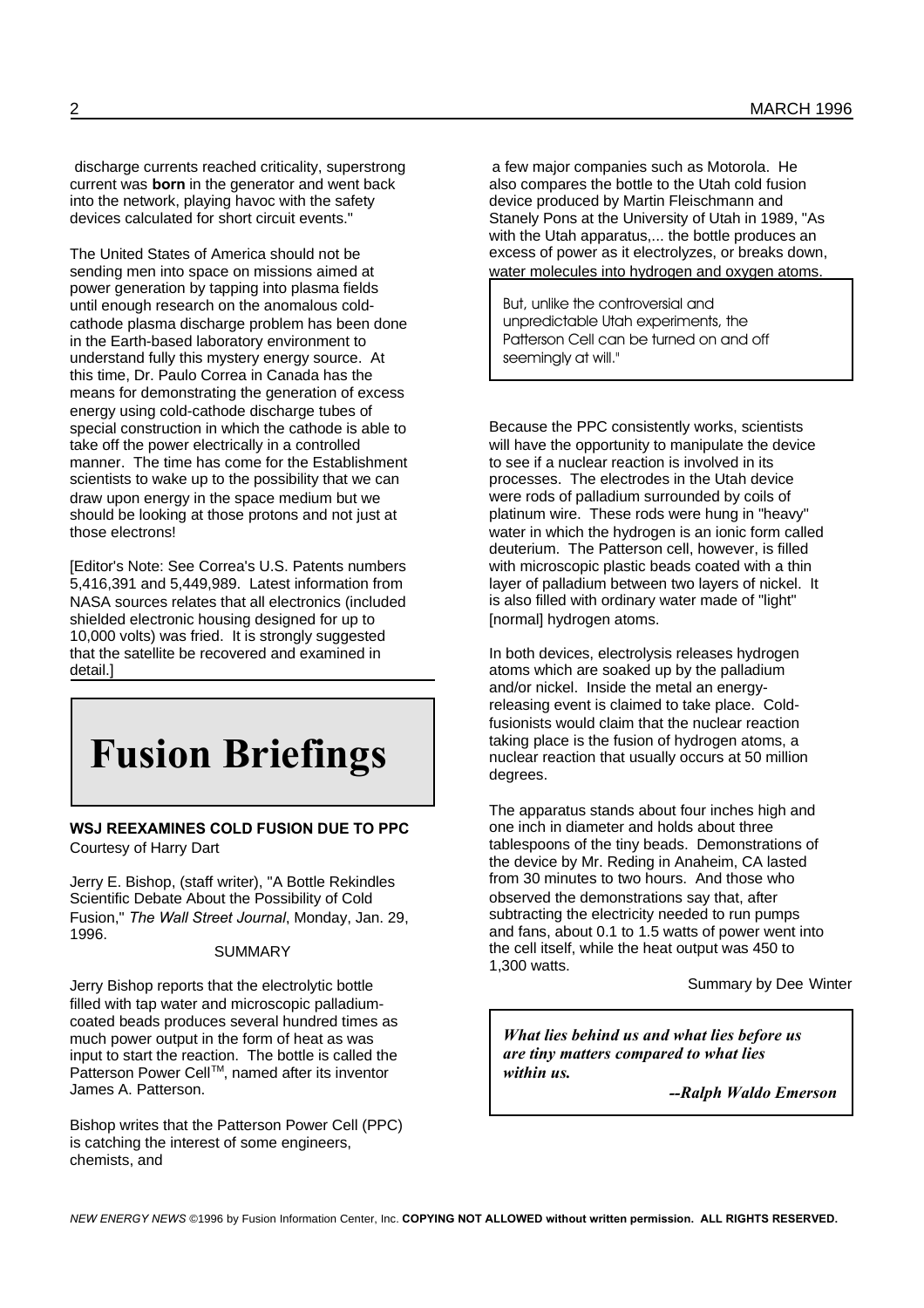discharge currents reached criticality, superstrong current was **born** in the generator and went back into the network, playing havoc with the safety devices calculated for short circuit events."

The United States of America should not be sending men into space on missions aimed at power generation by tapping into plasma fields until enough research on the anomalous cold-cathode plasma discharge problem has been done in the Earth-based laboratory environment to understand fully this mystery energy source. At this time, Dr. Paulo Correa in Canada has the means for demonstrating the generation of excess energy using cold-cathode discharge tubes of special construction in which the cathode is able to take off the power electrically in a controlled manner. The time has come for the Establishment scientists to wake up to the possibility that we can draw upon energy in the space medium but we should be looking at those protons and not just at those electrons!

[Editor's Note: See Correa's U.S. Patents numbers 5,416,391 and 5,449,989. Latest information from NASA sources relates that all electronics (included shielded electronic housing designed for up to 10,000 volts) was fried. It is strongly suggested that the satellite be recovered and examined in detail.]

# Fusion Briefings

### WSJ REEXAMINES COLD FUSION DUE TO PPC

Courtesy of Harry Dart

Jerry E. Bishop, (staff writer), "A Bottle Rekindles Scientific Debate About the Possibility of Cold Fusion," *The Wall Street Journal*, Monday, Jan. 29, 1996.

SUMMARY

Jerry Bishop reports that the electrolytic bottle filled with tap water and microscopic palladium-coated beads produces several hundred times as much power output in the form of heat as was input to start the reaction. The bottle is called the Patterson Power Cell™, named after its inventor James A. Patterson.

Bishop writes that the Patterson Power Cell (PPC) is catching the interest of some engineers, chemists, and a few major companies such as Motorola. He also compares the bottle to the Utah cold fusion device produced by Martin Fleischmann and Stanely Pons at the University of Utah in 1989, "As with the Utah apparatus,... the bottle produces an excess of power as it electrolyzes, or breaks down, water molecules into hydrogen and oxygen atoms.

> But, unlike the controversial and unpredictable Utah experiments, the Patterson Cell can be turned on and off seemingly at will."

Because the PPC consistently works, scientists will have the opportunity to manipulate the device to see if a nuclear reaction is involved in its processes. The electrodes in the Utah device were rods of palladium surrounded by coils of platinum wire. These rods were hung in "heavy" water in which the hydrogen is an ionic form called deuterium. The Patterson cell, however, is filled with microscopic plastic beads coated with a thin layer of palladium between two layers of nickel. It is also filled with ordinary water made of "light" [normal] hydrogen atoms.

In both devices, electrolysis releases hydrogen atoms which are soaked up by the palladium and/or nickel. Inside the metal an energy-releasing event is claimed to take place. Cold-fusionists would claim that the nuclear reaction taking place is the fusion of hydrogen atoms, a nuclear reaction that usually occurs at 50 million degrees.

The apparatus stands about four inches high and one inch in diameter and holds about three tablespoons of the tiny beads. Demonstrations of the device by Mr. Reding in Anaheim, CA lasted from 30 minutes to two hours. And those who observed the demonstrations say that, after subtracting the electricity needed to run pumps and fans, about 0.1 to 1.5 watts of power went into the cell itself, while the heat output was 450 to 1,300 watts.

Summary by Dee Winter

> ***What lies behind us and what lies before us are tiny matters compared to what lies within us.***
>
> ***--Ralph Waldo Emerson***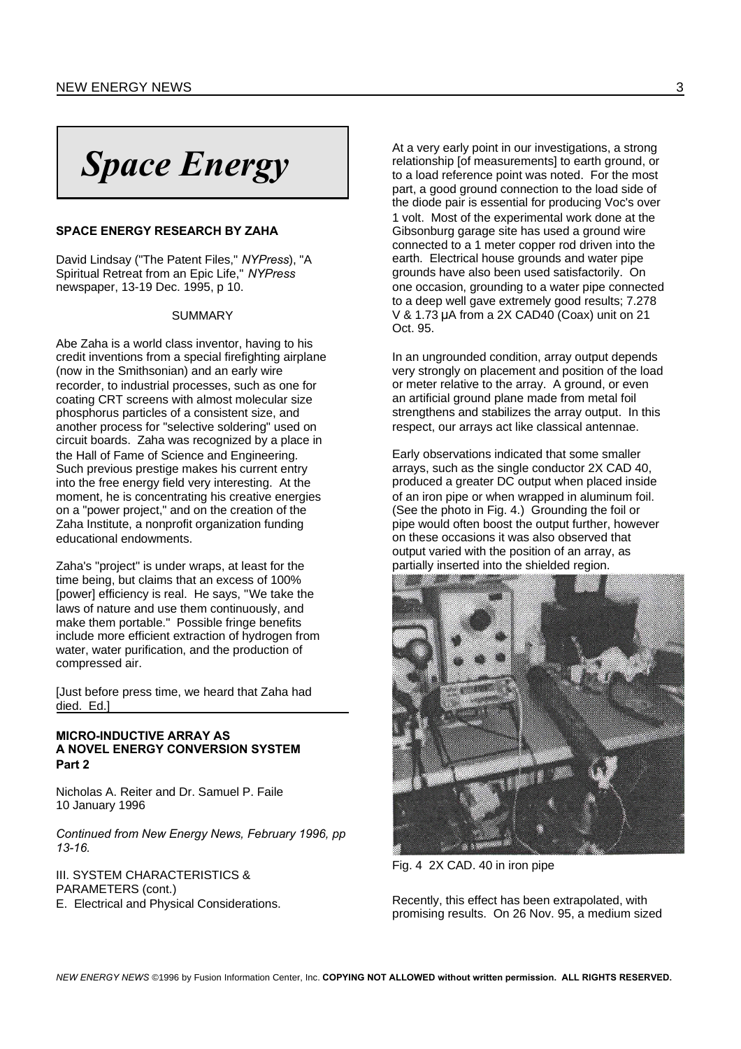# Space Energy

### SPACE ENERGY RESEARCH BY ZAHA

David Lindsay ("The Patent Files," *NYPress*), "A Spiritual Retreat from an Epic Life," *NYPress* newspaper, 13-19 Dec. 1995, p 10.

SUMMARY

Abe Zaha is a world class inventor, having to his credit inventions from a special firefighting airplane (now in the Smithsonian) and an early wire recorder, to industrial processes, such as one for coating CRT screens with almost molecular size phosphorus particles of a consistent size, and another process for "selective soldering" used on circuit boards. Zaha was recognized by a place in the Hall of Fame of Science and Engineering. Such previous prestige makes his current entry into the free energy field very interesting. At the moment, he is concentrating his creative energies on a "power project," and on the creation of the Zaha Institute, a nonprofit organization funding educational endowments.

Zaha's "project" is under wraps, at least for the time being, but claims that an excess of 100% [power] efficiency is real. He says, "We take the laws of nature and use them continuously, and make them portable." Possible fringe benefits include more efficient extraction of hydrogen from water, water purification, and the production of compressed air.

[Just before press time, we heard that Zaha had died. Ed.]

### MICRO-INDUCTIVE ARRAY AS A NOVEL ENERGY CONVERSION SYSTEM Part 2

Nicholas A. Reiter and Dr. Samuel P. Faile
10 January 1996

*Continued from New Energy News, February 1996, pp 13-16.*

III. SYSTEM CHARACTERISTICS & PARAMETERS (cont.)
E. Electrical and Physical Considerations.

At a very early point in our investigations, a strong relationship [of measurements] to earth ground, or to a load reference point was noted. For the most part, a good ground connection to the load side of the diode pair is essential for producing Voc's over 1 volt. Most of the experimental work done at the Gibsonburg garage site has used a ground wire connected to a 1 meter copper rod driven into the earth. Electrical house grounds and water pipe grounds have also been used satisfactorily. On one occasion, grounding to a water pipe connected to a deep well gave extremely good results; 7.278 V & 1.73 μA from a 2X CAD40 (Coax) unit on 21 Oct. 95.

In an ungrounded condition, array output depends very strongly on placement and position of the load or meter relative to the array. A ground, or even an artificial ground plane made from metal foil strengthens and stabilizes the array output. In this respect, our arrays act like classical antennae.

Early observations indicated that some smaller arrays, such as the single conductor 2X CAD 40, produced a greater DC output when placed inside of an iron pipe or when wrapped in aluminum foil. (See the photo in Fig. 4.) Grounding the foil or pipe would often boost the output further, however on these occasions it was also observed that output varied with the position of an array, as partially inserted into the shielded region.

Fig. 4 2X CAD. 40 in iron pipe

Recently, this effect has been extrapolated, with promising results. On 26 Nov. 95, a medium sized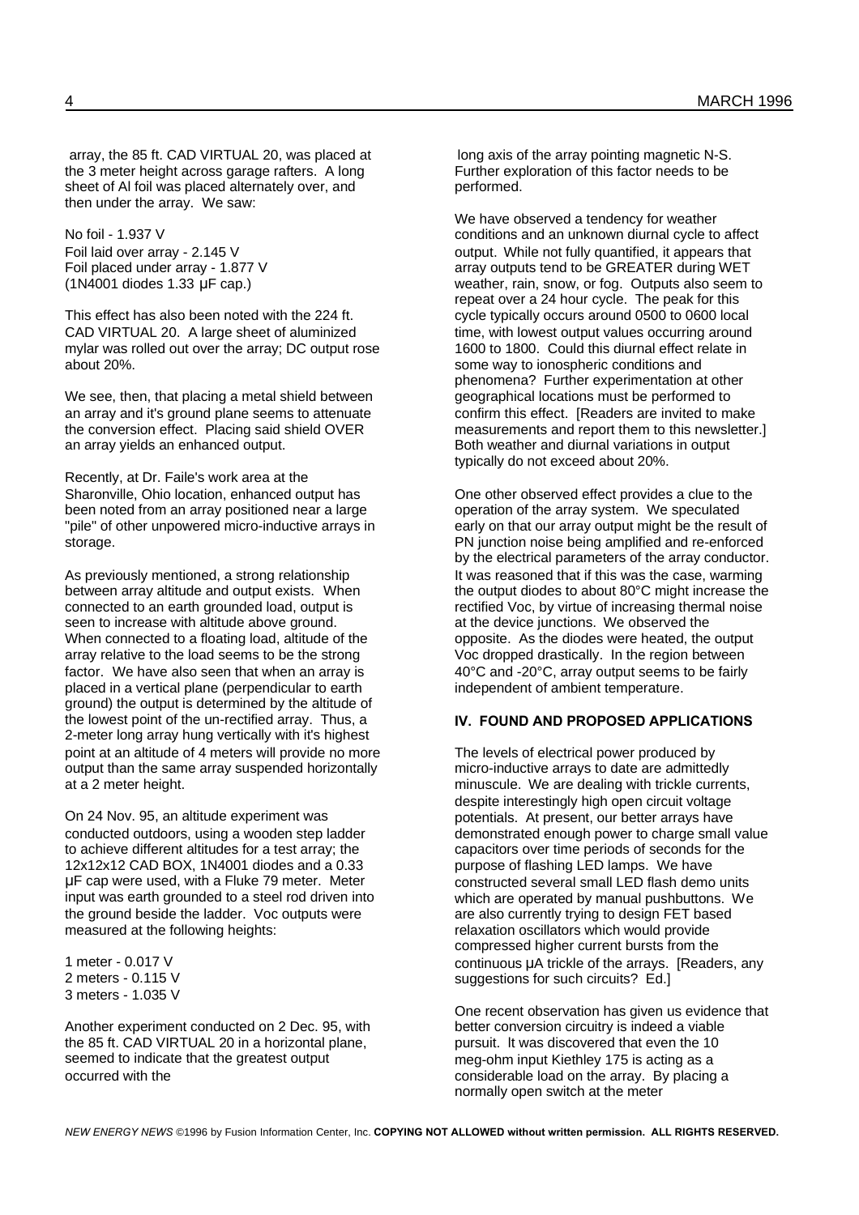array, the 85 ft. CAD VIRTUAL 20, was placed at the 3 meter height across garage rafters. A long sheet of Al foil was placed alternately over, and then under the array. We saw:

No foil - 1.937 V
Foil laid over array - 2.145 V
Foil placed under array - 1.877 V
(1N4001 diodes 1.33 µF cap.)

This effect has also been noted with the 224 ft. CAD VIRTUAL 20. A large sheet of aluminized mylar was rolled out over the array; DC output rose about 20%.

We see, then, that placing a metal shield between an array and it's ground plane seems to attenuate the conversion effect. Placing said shield OVER an array yields an enhanced output.

Recently, at Dr. Faile's work area at the Sharonville, Ohio location, enhanced output has been noted from an array positioned near a large "pile" of other unpowered micro-inductive arrays in storage.

As previously mentioned, a strong relationship between array altitude and output exists. When connected to an earth grounded load, output is seen to increase with altitude above ground. When connected to a floating load, altitude of the array relative to the load seems to be the strong factor. We have also seen that when an array is placed in a vertical plane (perpendicular to earth ground) the output is determined by the altitude of the lowest point of the un-rectified array. Thus, a 2-meter long array hung vertically with it's highest point at an altitude of 4 meters will provide no more output than the same array suspended horizontally at a 2 meter height.

On 24 Nov. 95, an altitude experiment was conducted outdoors, using a wooden step ladder to achieve different altitudes for a test array; the 12x12x12 CAD BOX, 1N4001 diodes and a 0.33 µF cap were used, with a Fluke 79 meter. Meter input was earth grounded to a steel rod driven into the ground beside the ladder. Voc outputs were measured at the following heights:

1 meter - 0.017 V
2 meters - 0.115 V
3 meters - 1.035 V

Another experiment conducted on 2 Dec. 95, with the 85 ft. CAD VIRTUAL 20 in a horizontal plane, seemed to indicate that the greatest output occurred with the long axis of the array pointing magnetic N-S. Further exploration of this factor needs to be performed.

We have observed a tendency for weather conditions and an unknown diurnal cycle to affect output. While not fully quantified, it appears that array outputs tend to be GREATER during WET weather, rain, snow, or fog. Outputs also seem to repeat over a 24 hour cycle. The peak for this cycle typically occurs around 0500 to 0600 local time, with lowest output values occurring around 1600 to 1800. Could this diurnal effect relate in some way to ionospheric conditions and phenomena? Further experimentation at other geographical locations must be performed to confirm this effect. [Readers are invited to make measurements and report them to this newsletter.] Both weather and diurnal variations in output typically do not exceed about 20%.

One other observed effect provides a clue to the operation of the array system. We speculated early on that our array output might be the result of PN junction noise being amplified and re-enforced by the electrical parameters of the array conductor. It was reasoned that if this was the case, warming the output diodes to about 80°C might increase the rectified Voc, by virtue of increasing thermal noise at the device junctions. We observed the opposite. As the diodes were heated, the output Voc dropped drastically. In the region between 40°C and -20°C, array output seems to be fairly independent of ambient temperature.

## IV. FOUND AND PROPOSED APPLICATIONS

The levels of electrical power produced by micro-inductive arrays to date are admittedly minuscule. We are dealing with trickle currents, despite interestingly high open circuit voltage potentials. At present, our better arrays have demonstrated enough power to charge small value capacitors over time periods of seconds for the purpose of flashing LED lamps. We have constructed several small LED flash demo units which are operated by manual pushbuttons. We are also currently trying to design FET based relaxation oscillators which would provide compressed higher current bursts from the continuous µA trickle of the arrays. [Readers, any suggestions for such circuits? Ed.]

One recent observation has given us evidence that better conversion circuitry is indeed a viable pursuit. It was discovered that even the 10 meg-ohm input Kiethley 175 is acting as a considerable load on the array. By placing a normally open switch at the meter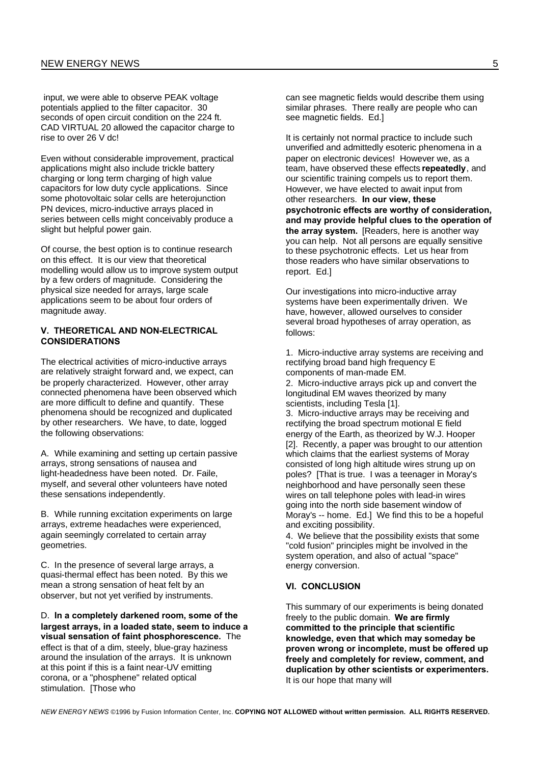input, we were able to observe PEAK voltage potentials applied to the filter capacitor. 30 seconds of open circuit condition on the 224 ft. CAD VIRTUAL 20 allowed the capacitor charge to rise to over 26 V dc!

Even without considerable improvement, practical applications might also include trickle battery charging or long term charging of high value capacitors for low duty cycle applications. Since some photovoltaic solar cells are heterojunction PN devices, micro-inductive arrays placed in series between cells might conceivably produce a slight but helpful power gain.

Of course, the best option is to continue research on this effect. It is our view that theoretical modelling would allow us to improve system output by a few orders of magnitude. Considering the physical size needed for arrays, large scale applications seem to be about four orders of magnitude away.

### V. THEORETICAL AND NON-ELECTRICAL CONSIDERATIONS

The electrical activities of micro-inductive arrays are relatively straight forward and, we expect, can be properly characterized. However, other array connected phenomena have been observed which are more difficult to define and quantify. These phenomena should be recognized and duplicated by other researchers. We have, to date, logged the following observations:

A. While examining and setting up certain passive arrays, strong sensations of nausea and light-headedness have been noted. Dr. Faile, myself, and several other volunteers have noted these sensations independently.

B. While running excitation experiments on large arrays, extreme headaches were experienced, again seemingly correlated to certain array geometries.

C. In the presence of several large arrays, a quasi-thermal effect has been noted. By this we mean a strong sensation of heat felt by an observer, but not yet verified by instruments.

D. **In a completely darkened room, some of the largest arrays, in a loaded state, seem to induce a visual sensation of faint phosphorescence.** The effect is that of a dim, steely, blue-gray haziness around the insulation of the arrays. It is unknown at this point if this is a faint near-UV emitting corona, or a "phosphene" related optical stimulation. [Those who can see magnetic fields would describe them using similar phrases. There really are people who can see magnetic fields. Ed.]

It is certainly not normal practice to include such unverified and admittedly esoteric phenomena in a paper on electronic devices! However we, as a team, have observed these effects **repeatedly**, and our scientific training compels us to report them. However, we have elected to await input from other researchers. **In our view, these psychotronic effects are worthy of consideration, and may provide helpful clues to the operation of the array system.** [Readers, here is another way you can help. Not all persons are equally sensitive to these psychotronic effects. Let us hear from those readers who have similar observations to report. Ed.]

Our investigations into micro-inductive array systems have been experimentally driven. We have, however, allowed ourselves to consider several broad hypotheses of array operation, as follows:

1. Micro-inductive array systems are receiving and rectifying broad band high frequency E components of man-made EM.
2. Micro-inductive arrays pick up and convert the longitudinal EM waves theorized by many scientists, including Tesla [1].
3. Micro-inductive arrays may be receiving and rectifying the broad spectrum motional E field energy of the Earth, as theorized by W.J. Hooper [2]. Recently, a paper was brought to our attention which claims that the earliest systems of Moray consisted of long high altitude wires strung up on poles? [That is true. I was a teenager in Moray's neighborhood and have personally seen these wires on tall telephone poles with lead-in wires going into the north side basement window of Moray's -- home. Ed.] We find this to be a hopeful and exciting possibility.
4. We believe that the possibility exists that some "cold fusion" principles might be involved in the system operation, and also of actual "space" energy conversion.

### VI. CONCLUSION

This summary of our experiments is being donated freely to the public domain. **We are firmly committed to the principle that scientific knowledge, even that which may someday be proven wrong or incomplete, must be offered up freely and completely for review, comment, and duplication by other scientists or experimenters.** It is our hope that many will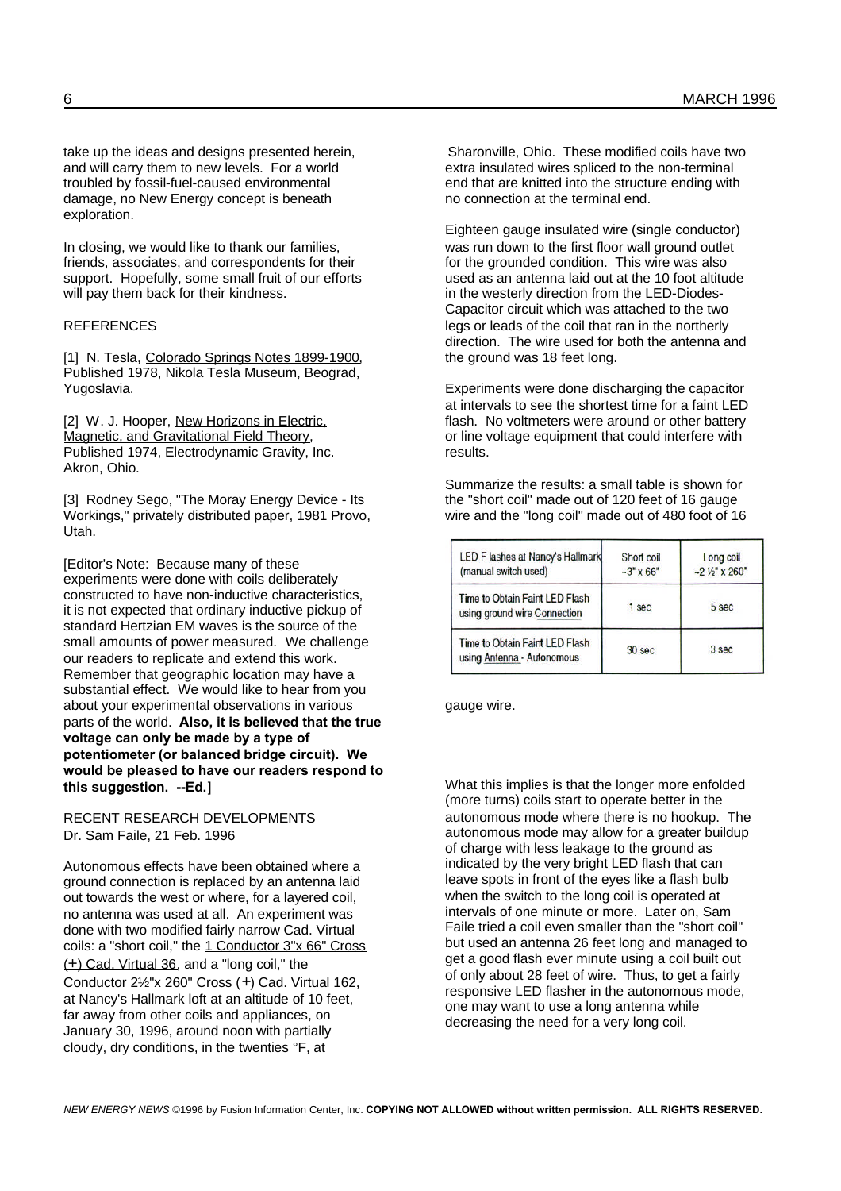take up the ideas and designs presented herein, and will carry them to new levels. For a world troubled by fossil-fuel-caused environmental damage, no New Energy concept is beneath exploration.

In closing, we would like to thank our families, friends, associates, and correspondents for their support. Hopefully, some small fruit of our efforts will pay them back for their kindness.

REFERENCES

[1] N. Tesla, Colorado Springs Notes 1899-1900, Published 1978, Nikola Tesla Museum, Beograd, Yugoslavia.

[2] W. J. Hooper, New Horizons in Electric, Magnetic, and Gravitational Field Theory, Published 1974, Electrodynamic Gravity, Inc. Akron, Ohio.

[3] Rodney Sego, "The Moray Energy Device - Its Workings," privately distributed paper, 1981 Provo, Utah.

[Editor's Note: Because many of these experiments were done with coils deliberately constructed to have non-inductive characteristics, it is not expected that ordinary inductive pickup of standard Hertzian EM waves is the source of the small amounts of power measured. We challenge our readers to replicate and extend this work. Remember that geographic location may have a substantial effect. We would like to hear from you about your experimental observations in various parts of the world. **Also, it is believed that the true voltage can only be made by a type of potentiometer (or balanced bridge circuit). We would be pleased to have our readers respond to this suggestion. --Ed.**]

RECENT RESEARCH DEVELOPMENTS
Dr. Sam Faile, 21 Feb. 1996

Autonomous effects have been obtained where a ground connection is replaced by an antenna laid out towards the west or where, for a layered coil, no antenna was used at all. An experiment was done with two modified fairly narrow Cad. Virtual coils: a "short coil," the 1 Conductor 3"x 66" Cross (+) Cad. Virtual 36, and a "long coil," the Conductor 2½"x 260" Cross (+) Cad. Virtual 162, at Nancy's Hallmark loft at an altitude of 10 feet, far away from other coils and appliances, on January 30, 1996, around noon with partially cloudy, dry conditions, in the twenties °F, at Sharonville, Ohio. These modified coils have two extra insulated wires spliced to the non-terminal end that are knitted into the structure ending with no connection at the terminal end.

Eighteen gauge insulated wire (single conductor) was run down to the first floor wall ground outlet for the grounded condition. This wire was also used as an antenna laid out at the 10 foot altitude in the westerly direction from the LED-Diodes-Capacitor circuit which was attached to the two legs or leads of the coil that ran in the northerly direction. The wire used for both the antenna and the ground was 18 feet long.

Experiments were done discharging the capacitor at intervals to see the shortest time for a faint LED flash. No voltmeters were around or other battery or line voltage equipment that could interfere with results.

Summarize the results: a small table is shown for the "short coil" made out of 120 feet of 16 gauge wire and the "long coil" made out of 480 foot of 16 gauge wire.

| LED Flashes at Nancy's Hallmark (manual switch used) | Short coil ~3" x 66" | Long coil ~2 ½" x 260" |
|---|---|---|
| Time to Obtain Faint LED Flash using ground wire Connection | 1 sec | 5 sec |
| Time to Obtain Faint LED Flash using Antenna - Autonomous | 30 sec | 3 sec |

What this implies is that the longer more enfolded (more turns) coils start to operate better in the autonomous mode where there is no hookup. The autonomous mode may allow for a greater buildup of charge with less leakage to the ground as indicated by the very bright LED flash that can leave spots in front of the eyes like a flash bulb when the switch to the long coil is operated at intervals of one minute or more. Later on, Sam Faile tried a coil even smaller than the "short coil" but used an antenna 26 feet long and managed to get a good flash ever minute using a coil built out of only about 28 feet of wire. Thus, to get a fairly responsive LED flasher in the autonomous mode, one may want to use a long antenna while decreasing the need for a very long coil.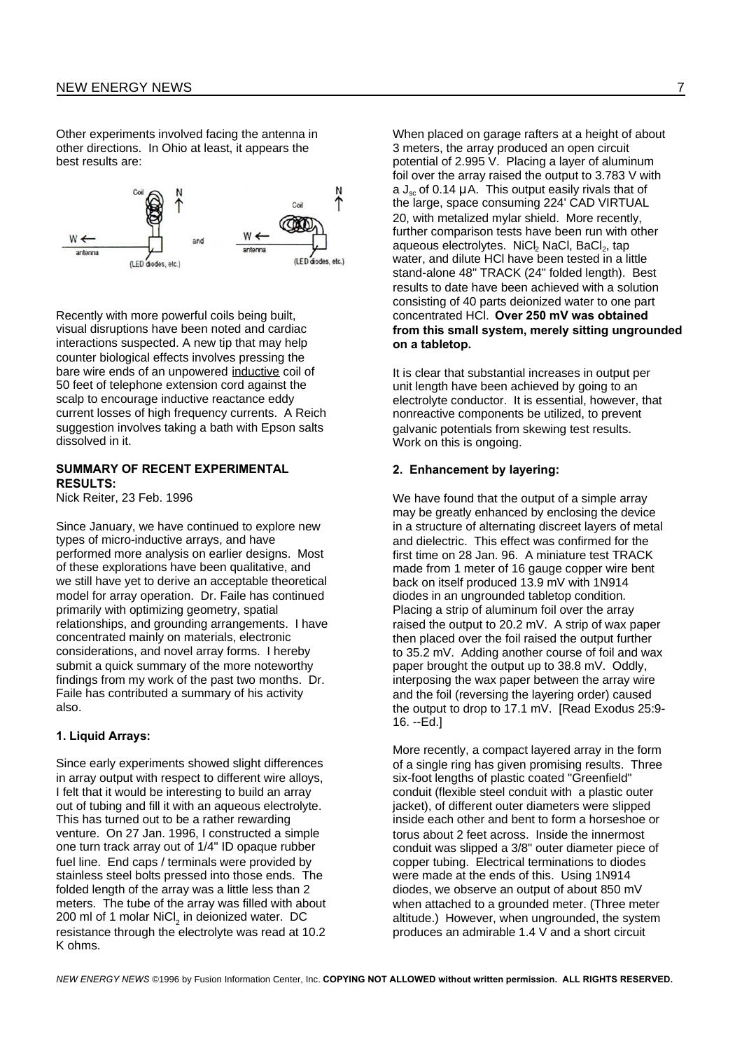Other experiments involved facing the antenna in other directions. In Ohio at least, it appears the best results are:

Recently with more powerful coils being built, visual disruptions have been noted and cardiac interactions suspected. A new tip that may help counter biological effects involves pressing the bare wire ends of an unpowered inductive coil of 50 feet of telephone extension cord against the scalp to encourage inductive reactance eddy current losses of high frequency currents. A Reich suggestion involves taking a bath with Epson salts dissolved in it.

## SUMMARY OF RECENT EXPERIMENTAL RESULTS:

Nick Reiter, 23 Feb. 1996

Since January, we have continued to explore new types of micro-inductive arrays, and have performed more analysis on earlier designs. Most of these explorations have been qualitative, and we still have yet to derive an acceptable theoretical model for array operation. Dr. Faile has continued primarily with optimizing geometry, spatial relationships, and grounding arrangements. I have concentrated mainly on materials, electronic considerations, and novel array forms. I hereby submit a quick summary of the more noteworthy findings from my work of the past two months. Dr. Faile has contributed a summary of his activity also.

### 1. Liquid Arrays:

Since early experiments showed slight differences in array output with respect to different wire alloys, I felt that it would be interesting to build an array out of tubing and fill it with an aqueous electrolyte. This has turned out to be a rather rewarding venture. On 27 Jan. 1996, I constructed a simple one turn track array out of 1/4" ID opaque rubber fuel line. End caps / terminals were provided by stainless steel bolts pressed into those ends. The folded length of the array was a little less than 2 meters. The tube of the array was filled with about 200 ml of 1 molar $NiCl_2$ in deionized water. DC resistance through the electrolyte was read at 10.2 K ohms.

When placed on garage rafters at a height of about 3 meters, the array produced an open circuit potential of 2.995 V. Placing a layer of aluminum foil over the array raised the output to 3.783 V with a $J_{sc}$ of 0.14 µA. This output easily rivals that of the large, space consuming 224' CAD VIRTUAL 20, with metalized mylar shield. More recently, further comparison tests have been run with other aqueous electrolytes. $NiCl_2$ NaCl, $BaCl_2$, tap water, and dilute HCl have been tested in a little stand-alone 48" TRACK (24" folded length). Best results to date have been achieved with a solution consisting of 40 parts deionized water to one part concentrated HCl. **Over 250 mV was obtained from this small system, merely sitting ungrounded on a tabletop.**

It is clear that substantial increases in output per unit length have been achieved by going to an electrolyte conductor. It is essential, however, that nonreactive components be utilized, to prevent galvanic potentials from skewing test results. Work on this is ongoing.

### 2. Enhancement by layering:

We have found that the output of a simple array may be greatly enhanced by enclosing the device in a structure of alternating discreet layers of metal and dielectric. This effect was confirmed for the first time on 28 Jan. 96. A miniature test TRACK made from 1 meter of 16 gauge copper wire bent back on itself produced 13.9 mV with 1N914 diodes in an ungrounded tabletop condition. Placing a strip of aluminum foil over the array raised the output to 20.2 mV. A strip of wax paper then placed over the foil raised the output further to 35.2 mV. Adding another course of foil and wax paper brought the output up to 38.8 mV. Oddly, interposing the wax paper between the array wire and the foil (reversing the layering order) caused the output to drop to 17.1 mV. [Read Exodus 25:9-16. --Ed.]

More recently, a compact layered array in the form of a single ring has given promising results. Three six-foot lengths of plastic coated "Greenfield" conduit (flexible steel conduit with a plastic outer jacket), of different outer diameters were slipped inside each other and bent to form a horseshoe or torus about 2 feet across. Inside the innermost conduit was slipped a 3/8" outer diameter piece of copper tubing. Electrical terminations to diodes were made at the ends of this. Using 1N914 diodes, we observe an output of about 850 mV when attached to a grounded meter. (Three meter altitude.) However, when ungrounded, the system produces an admirable 1.4 V and a short circuit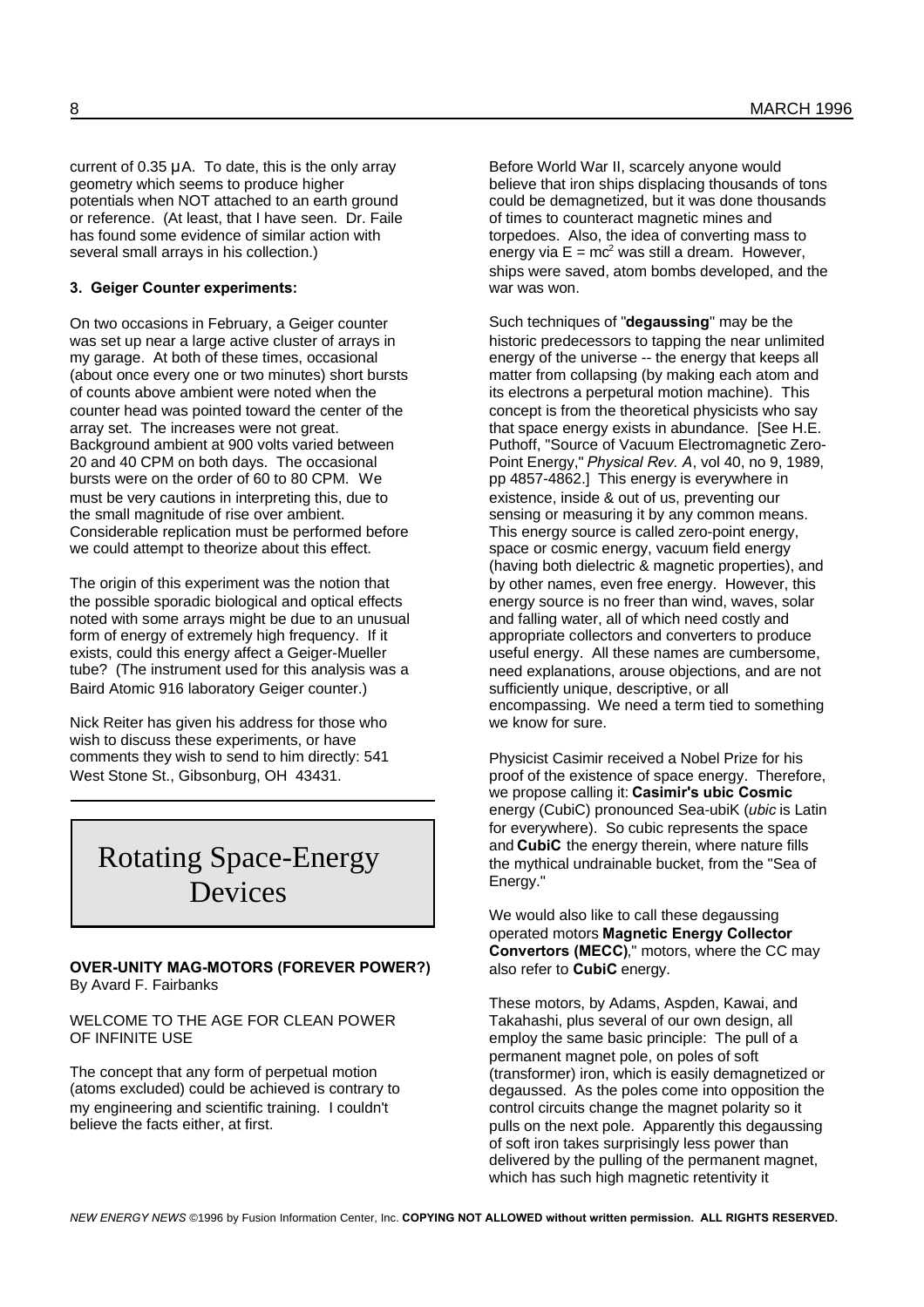current of 0.35 µA. To date, this is the only array geometry which seems to produce higher potentials when NOT attached to an earth ground or reference. (At least, that I have seen. Dr. Faile has found some evidence of similar action with several small arrays in his collection.)

**3. Geiger Counter experiments:**

On two occasions in February, a Geiger counter was set up near a large active cluster of arrays in my garage. At both of these times, occasional (about once every one or two minutes) short bursts of counts above ambient were noted when the counter head was pointed toward the center of the array set. The increases were not great. Background ambient at 900 volts varied between 20 and 40 CPM on both days. The occasional bursts were on the order of 60 to 80 CPM. We must be very cautions in interpreting this, due to the small magnitude of rise over ambient. Considerable replication must be performed before we could attempt to theorize about this effect.

The origin of this experiment was the notion that the possible sporadic biological and optical effects noted with some arrays might be due to an unusual form of energy of extremely high frequency. If it exists, could this energy affect a Geiger-Mueller tube? (The instrument used for this analysis was a Baird Atomic 916 laboratory Geiger counter.)

Nick Reiter has given his address for those who wish to discuss these experiments, or have comments they wish to send to him directly: 541 West Stone St., Gibsonburg, OH 43431.

# Rotating Space-Energy Devices

**OVER-UNITY MAG-MOTORS (FOREVER POWER?)**
By Avard F. Fairbanks

WELCOME TO THE AGE FOR CLEAN POWER OF INFINITE USE

The concept that any form of perpetual motion (atoms excluded) could be achieved is contrary to my engineering and scientific training. I couldn't believe the facts either, at first.

Before World War II, scarcely anyone would believe that iron ships displacing thousands of tons could be demagnetized, but it was done thousands of times to counteract magnetic mines and torpedoes. Also, the idea of converting mass to energy via $E = mc^2$ was still a dream. However, ships were saved, atom bombs developed, and the war was won.

Such techniques of "**degaussing**" may be the historic predecessors to tapping the near unlimited energy of the universe -- the energy that keeps all matter from collapsing (by making each atom and its electrons a perpetural motion machine). This concept is from the theoretical physicists who say that space energy exists in abundance. [See H.E. Puthoff, "Source of Vacuum Electromagnetic Zero-Point Energy," *Physical Rev. A*, vol 40, no 9, 1989, pp 4857-4862.] This energy is everywhere in existence, inside & out of us, preventing our sensing or measuring it by any common means. This energy source is called zero-point energy, space or cosmic energy, vacuum field energy (having both dielectric & magnetic properties), and by other names, even free energy. However, this energy source is no freer than wind, waves, solar and falling water, all of which need costly and appropriate collectors and converters to produce useful energy. All these names are cumbersome, need explanations, arouse objections, and are not sufficiently unique, descriptive, or all encompassing. We need a term tied to something we know for sure.

Physicist Casimir received a Nobel Prize for his proof of the existence of space energy. Therefore, we propose calling it: **Casimir's ubic Cosmic** energy (CubiC) pronounced Sea-ubiK (*ubic* is Latin for everywhere). So cubic represents the space and **CubiC** the energy therein, where nature fills the mythical undrainable bucket, from the "Sea of Energy."

We would also like to call these degaussing operated motors **Magnetic Energy Collector Convertors (MECC)**," motors, where the CC may also refer to **CubiC** energy.

These motors, by Adams, Aspden, Kawai, and Takahashi, plus several of our own design, all employ the same basic principle: The pull of a permanent magnet pole, on poles of soft (transformer) iron, which is easily demagnetized or degaussed. As the poles come into opposition the control circuits change the magnet polarity so it pulls on the next pole. Apparently this degaussing of soft iron takes surprisingly less power than delivered by the pulling of the permanent magnet, which has such high magnetic retentivity it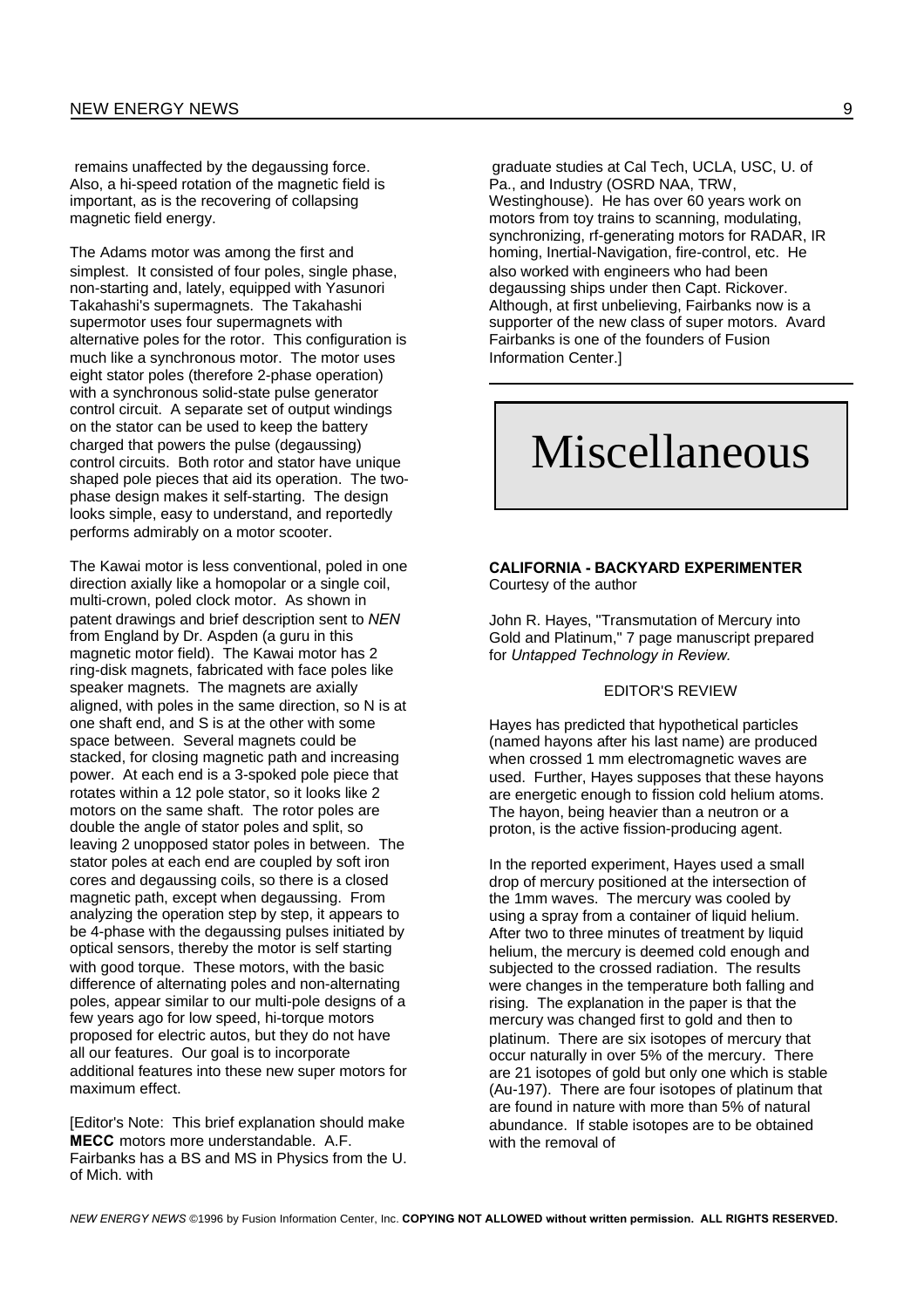remains unaffected by the degaussing force. Also, a hi-speed rotation of the magnetic field is important, as is the recovering of collapsing magnetic field energy.

The Adams motor was among the first and simplest. It consisted of four poles, single phase, non-starting and, lately, equipped with Yasunori Takahashi's supermagnets. The Takahashi supermotor uses four supermagnets with alternative poles for the rotor. This configuration is much like a synchronous motor. The motor uses eight stator poles (therefore 2-phase operation) with a synchronous solid-state pulse generator control circuit. A separate set of output windings on the stator can be used to keep the battery charged that powers the pulse (degaussing) control circuits. Both rotor and stator have unique shaped pole pieces that aid its operation. The two-phase design makes it self-starting. The design looks simple, easy to understand, and reportedly performs admirably on a motor scooter.

The Kawai motor is less conventional, poled in one direction axially like a homopolar or a single coil, multi-crown, poled clock motor. As shown in patent drawings and brief description sent to *NEN* from England by Dr. Aspden (a guru in this magnetic motor field). The Kawai motor has 2 ring-disk magnets, fabricated with face poles like speaker magnets. The magnets are axially aligned, with poles in the same direction, so N is at one shaft end, and S is at the other with some space between. Several magnets could be stacked, for closing magnetic path and increasing power. At each end is a 3-spoked pole piece that rotates within a 12 pole stator, so it looks like 2 motors on the same shaft. The rotor poles are double the angle of stator poles and split, so leaving 2 unopposed stator poles in between. The stator poles at each end are coupled by soft iron cores and degaussing coils, so there is a closed magnetic path, except when degaussing. From analyzing the operation step by step, it appears to be 4-phase with the degaussing pulses initiated by optical sensors, thereby the motor is self starting with good torque. These motors, with the basic difference of alternating poles and non-alternating poles, appear similar to our multi-pole designs of a few years ago for low speed, hi-torque motors proposed for electric autos, but they do not have all our features. Our goal is to incorporate additional features into these new super motors for maximum effect.

[Editor's Note: This brief explanation should make **MECC** motors more understandable. A.F. Fairbanks has a BS and MS in Physics from the U. of Mich. with graduate studies at Cal Tech, UCLA, USC, U. of Pa., and Industry (OSRD NAA, TRW, Westinghouse). He has over 60 years work on motors from toy trains to scanning, modulating, synchronizing, rf-generating motors for RADAR, IR homing, Inertial-Navigation, fire-control, etc. He also worked with engineers who had been degaussing ships under then Capt. Rickover. Although, at first unbelieving, Fairbanks now is a supporter of the new class of super motors. Avard Fairbanks is one of the founders of Fusion Information Center.]

# Miscellaneous

**CALIFORNIA - BACKYARD EXPERIMENTER**
Courtesy of the author

John R. Hayes, "Transmutation of Mercury into Gold and Platinum," 7 page manuscript prepared for *Untapped Technology in Review.*

EDITOR'S REVIEW

Hayes has predicted that hypothetical particles (named hayons after his last name) are produced when crossed 1 mm electromagnetic waves are used. Further, Hayes supposes that these hayons are energetic enough to fission cold helium atoms. The hayon, being heavier than a neutron or a proton, is the active fission-producing agent.

In the reported experiment, Hayes used a small drop of mercury positioned at the intersection of the 1mm waves. The mercury was cooled by using a spray from a container of liquid helium. After two to three minutes of treatment by liquid helium, the mercury is deemed cold enough and subjected to the crossed radiation. The results were changes in the temperature both falling and rising. The explanation in the paper is that the mercury was changed first to gold and then to platinum. There are six isotopes of mercury that occur naturally in over 5% of the mercury. There are 21 isotopes of gold but only one which is stable (Au-197). There are four isotopes of platinum that are found in nature with more than 5% of natural abundance. If stable isotopes are to be obtained with the removal of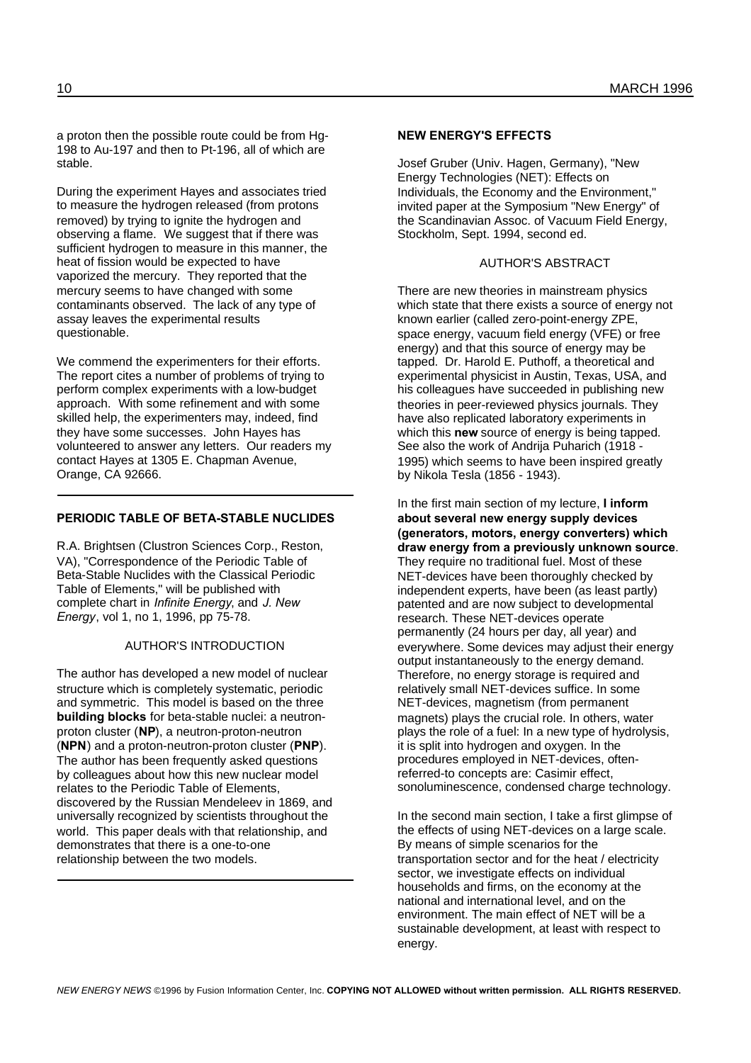a proton then the possible route could be from Hg-198 to Au-197 and then to Pt-196, all of which are stable.

During the experiment Hayes and associates tried to measure the hydrogen released (from protons removed) by trying to ignite the hydrogen and observing a flame. We suggest that if there was sufficient hydrogen to measure in this manner, the heat of fission would be expected to have vaporized the mercury. They reported that the mercury seems to have changed with some contaminants observed. The lack of any type of assay leaves the experimental results questionable.

We commend the experimenters for their efforts. The report cites a number of problems of trying to perform complex experiments with a low-budget approach. With some refinement and with some skilled help, the experimenters may, indeed, find they have some successes. John Hayes has volunteered to answer any letters. Our readers my contact Hayes at 1305 E. Chapman Avenue, Orange, CA 92666.

## PERIODIC TABLE OF BETA-STABLE NUCLIDES

R.A. Brightsen (Clustron Sciences Corp., Reston, VA), "Correspondence of the Periodic Table of Beta-Stable Nuclides with the Classical Periodic Table of Elements," will be published with complete chart in *Infinite Energy*, and *J. New Energy*, vol 1, no 1, 1996, pp 75-78.

### AUTHOR'S INTRODUCTION

The author has developed a new model of nuclear structure which is completely systematic, periodic and symmetric. This model is based on the three **building blocks** for beta-stable nuclei: a neutron-proton cluster (**NP**), a neutron-proton-neutron (**NPN**) and a proton-neutron-proton cluster (**PNP**). The author has been frequently asked questions by colleagues about how this new nuclear model relates to the Periodic Table of Elements, discovered by the Russian Mendeleev in 1869, and universally recognized by scientists throughout the world. This paper deals with that relationship, and demonstrates that there is a one-to-one relationship between the two models.

## NEW ENERGY'S EFFECTS

Josef Gruber (Univ. Hagen, Germany), "New Energy Technologies (NET): Effects on Individuals, the Economy and the Environment," invited paper at the Symposium "New Energy" of the Scandinavian Assoc. of Vacuum Field Energy, Stockholm, Sept. 1994, second ed.

### AUTHOR'S ABSTRACT

There are new theories in mainstream physics which state that there exists a source of energy not known earlier (called zero-point-energy ZPE, space energy, vacuum field energy (VFE) or free energy) and that this source of energy may be tapped. Dr. Harold E. Puthoff, a theoretical and experimental physicist in Austin, Texas, USA, and his colleagues have succeeded in publishing new theories in peer-reviewed physics journals. They have also replicated laboratory experiments in which this **new** source of energy is being tapped. See also the work of Andrija Puharich (1918 - 1995) which seems to have been inspired greatly by Nikola Tesla (1856 - 1943).

In the first main section of my lecture, **I inform about several new energy supply devices (generators, motors, energy converters) which draw energy from a previously unknown source**. They require no traditional fuel. Most of these NET-devices have been thoroughly checked by independent experts, have been (as least partly) patented and are now subject to developmental research. These NET-devices operate permanently (24 hours per day, all year) and everywhere. Some devices may adjust their energy output instantaneously to the energy demand. Therefore, no energy storage is required and relatively small NET-devices suffice. In some NET-devices, magnetism (from permanent magnets) plays the crucial role. In others, water plays the role of a fuel: In a new type of hydrolysis, it is split into hydrogen and oxygen. In the procedures employed in NET-devices, often-referred-to concepts are: Casimir effect, sonoluminescence, condensed charge technology.

In the second main section, I take a first glimpse of the effects of using NET-devices on a large scale. By means of simple scenarios for the transportation sector and for the heat / electricity sector, we investigate effects on individual households and firms, on the economy at the national and international level, and on the environment. The main effect of NET will be a sustainable development, at least with respect to energy.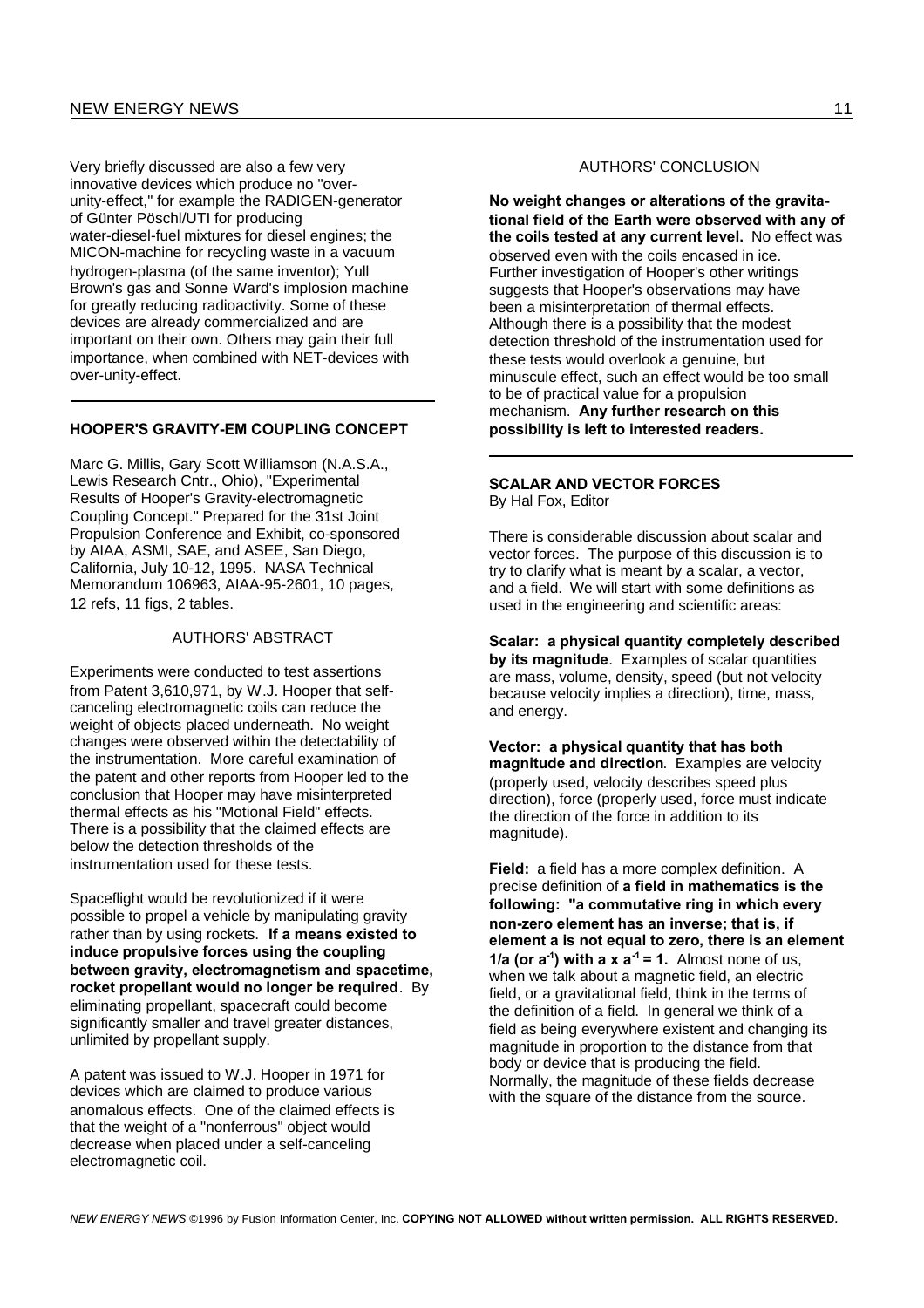Very briefly discussed are also a few very innovative devices which produce no "over-unity-effect," for example the RADIGEN-generator of Günter Pöschl/UTI for producing water-diesel-fuel mixtures for diesel engines; the MICON-machine for recycling waste in a vacuum hydrogen-plasma (of the same inventor); Yull Brown's gas and Sonne Ward's implosion machine for greatly reducing radioactivity. Some of these devices are already commercialized and are important on their own. Others may gain their full importance, when combined with NET-devices with over-unity-effect.

---

## HOOPER'S GRAVITY-EM COUPLING CONCEPT

Marc G. Millis, Gary Scott Williamson (N.A.S.A., Lewis Research Cntr., Ohio), "Experimental Results of Hooper's Gravity-electromagnetic Coupling Concept." Prepared for the 31st Joint Propulsion Conference and Exhibit, co-sponsored by AIAA, ASMI, SAE, and ASEE, San Diego, California, July 10-12, 1995. NASA Technical Memorandum 106963, AIAA-95-2601, 10 pages, 12 refs, 11 figs, 2 tables.

### AUTHORS' ABSTRACT

Experiments were conducted to test assertions from Patent 3,610,971, by W.J. Hooper that self-canceling electromagnetic coils can reduce the weight of objects placed underneath. No weight changes were observed within the detectability of the instrumentation. More careful examination of the patent and other reports from Hooper led to the conclusion that Hooper may have misinterpreted thermal effects as his "Motional Field" effects. There is a possibility that the claimed effects are below the detection thresholds of the instrumentation used for these tests.

Spaceflight would be revolutionized if it were possible to propel a vehicle by manipulating gravity rather than by using rockets. **If a means existed to induce propulsive forces using the coupling between gravity, electromagnetism and spacetime, rocket propellant would no longer be required**. By eliminating propellant, spacecraft could become significantly smaller and travel greater distances, unlimited by propellant supply.

A patent was issued to W.J. Hooper in 1971 for devices which are claimed to produce various anomalous effects. One of the claimed effects is that the weight of a "nonferrous" object would decrease when placed under a self-canceling electromagnetic coil.

### AUTHORS' CONCLUSION

**No weight changes or alterations of the gravitational field of the Earth were observed with any of the coils tested at any current level.** No effect was observed even with the coils encased in ice. Further investigation of Hooper's other writings suggests that Hooper's observations may have been a misinterpretation of thermal effects. Although there is a possibility that the modest detection threshold of the instrumentation used for these tests would overlook a genuine, but minuscule effect, such an effect would be too small to be of practical value for a propulsion mechanism. **Any further research on this possibility is left to interested readers.**

---

## SCALAR AND VECTOR FORCES

By Hal Fox, Editor

There is considerable discussion about scalar and vector forces. The purpose of this discussion is to try to clarify what is meant by a scalar, a vector, and a field. We will start with some definitions as used in the engineering and scientific areas:

**Scalar: a physical quantity completely described by its magnitude**. Examples of scalar quantities are mass, volume, density, speed (but not velocity because velocity implies a direction), time, mass, and energy.

**Vector: a physical quantity that has both magnitude and direction**. Examples are velocity (properly used, velocity describes speed plus direction), force (properly used, force must indicate the direction of the force in addition to its magnitude).

**Field:** a field has a more complex definition. A precise definition of **a field in mathematics is the following: "a commutative ring in which every non-zero element has an inverse; that is, if element a is not equal to zero, there is an element 1/a (or $a^{-1}$) with $a \times a^{-1} = 1$.** Almost none of us, when we talk about a magnetic field, an electric field, or a gravitational field, think in the terms of the definition of a field. In general we think of a field as being everywhere existent and changing its magnitude in proportion to the distance from that body or device that is producing the field. Normally, the magnitude of these fields decrease with the square of the distance from the source.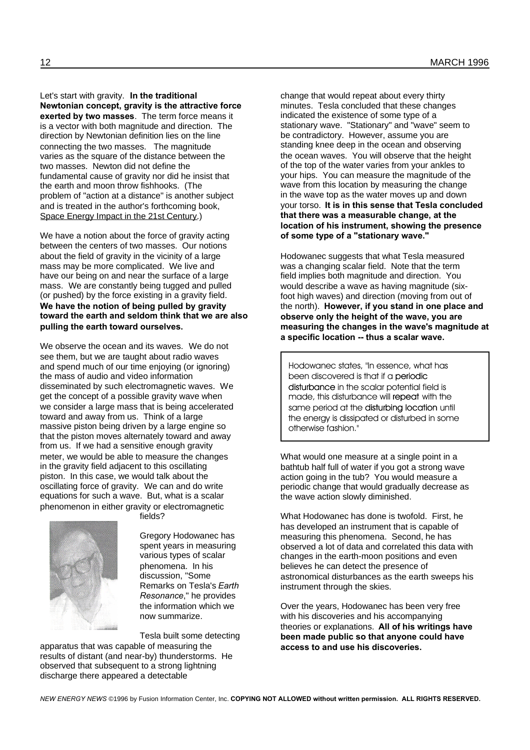Let's start with gravity. **In the traditional Newtonian concept, gravity is the attractive force exerted by two masses**. The term force means it is a vector with both magnitude and direction. The direction by Newtonian definition lies on the line connecting the two masses. The magnitude varies as the square of the distance between the two masses. Newton did not define the fundamental cause of gravity nor did he insist that the earth and moon throw fishhooks. (The problem of "action at a distance" is another subject and is treated in the author's forthcoming book, Space Energy Impact in the 21st Century.)

We have a notion about the force of gravity acting between the centers of two masses. Our notions about the field of gravity in the vicinity of a large mass may be more complicated. We live and have our being on and near the surface of a large mass. We are constantly being tugged and pulled (or pushed) by the force existing in a gravity field. **We have the notion of being pulled by gravity toward the earth and seldom think that we are also pulling the earth toward ourselves.**

We observe the ocean and its waves. We do not see them, but we are taught about radio waves and spend much of our time enjoying (or ignoring) the mass of audio and video information disseminated by such electromagnetic waves. We get the concept of a possible gravity wave when we consider a large mass that is being accelerated toward and away from us. Think of a large massive piston being driven by a large engine so that the piston moves alternately toward and away from us. If we had a sensitive enough gravity meter, we would be able to measure the changes in the gravity field adjacent to this oscillating piston. In this case, we would talk about the oscillating force of gravity. We can and do write equations for such a wave. But, what is a scalar phenomenon in either gravity or electromagnetic fields?

Gregory Hodowanec has spent years in measuring various types of scalar phenomena. In his discussion, "Some Remarks on Tesla's *Earth Resonance*," he provides the information which we now summarize.

Tesla built some detecting apparatus that was capable of measuring the results of distant (and near-by) thunderstorms. He observed that subsequent to a strong lightning discharge there appeared a detectable change that would repeat about every thirty minutes. Tesla concluded that these changes indicated the existence of some type of a stationary wave. "Stationary" and "wave" seem to be contradictory. However, assume you are standing knee deep in the ocean and observing the ocean waves. You will observe that the height of the top of the water varies from your ankles to your hips. You can measure the magnitude of the wave from this location by measuring the change in the wave top as the water moves up and down your torso. **It is in this sense that Tesla concluded that there was a measurable change, at the location of his instrument, showing the presence of some type of a "stationary wave."**

Hodowanec suggests that what Tesla measured was a changing scalar field. Note that the term field implies both magnitude and direction. You would describe a wave as having magnitude (six-foot high waves) and direction (moving from out of the north). **However, if you stand in one place and observe only the height of the wave, you are measuring the changes in the wave's magnitude at a specific location -- thus a scalar wave.**

> Hodowanec states, "In essence, what has been discovered is that if a **periodic disturbance** in the scalar potential field is made, this disturbance will **repeat** with the same period at the **disturbing location** until the energy is dissipated or disturbed in some otherwise fashion."

What would one measure at a single point in a bathtub half full of water if you got a strong wave action going in the tub? You would measure a periodic change that would gradually decrease as the wave action slowly diminished.

What Hodowanec has done is twofold. First, he has developed an instrument that is capable of measuring this phenomena. Second, he has observed a lot of data and correlated this data with changes in the earth-moon positions and even believes he can detect the presence of astronomical disturbances as the earth sweeps his instrument through the skies.

Over the years, Hodowanec has been very free with his discoveries and his accompanying theories or explanations. **All of his writings have been made public so that anyone could have access to and use his discoveries.**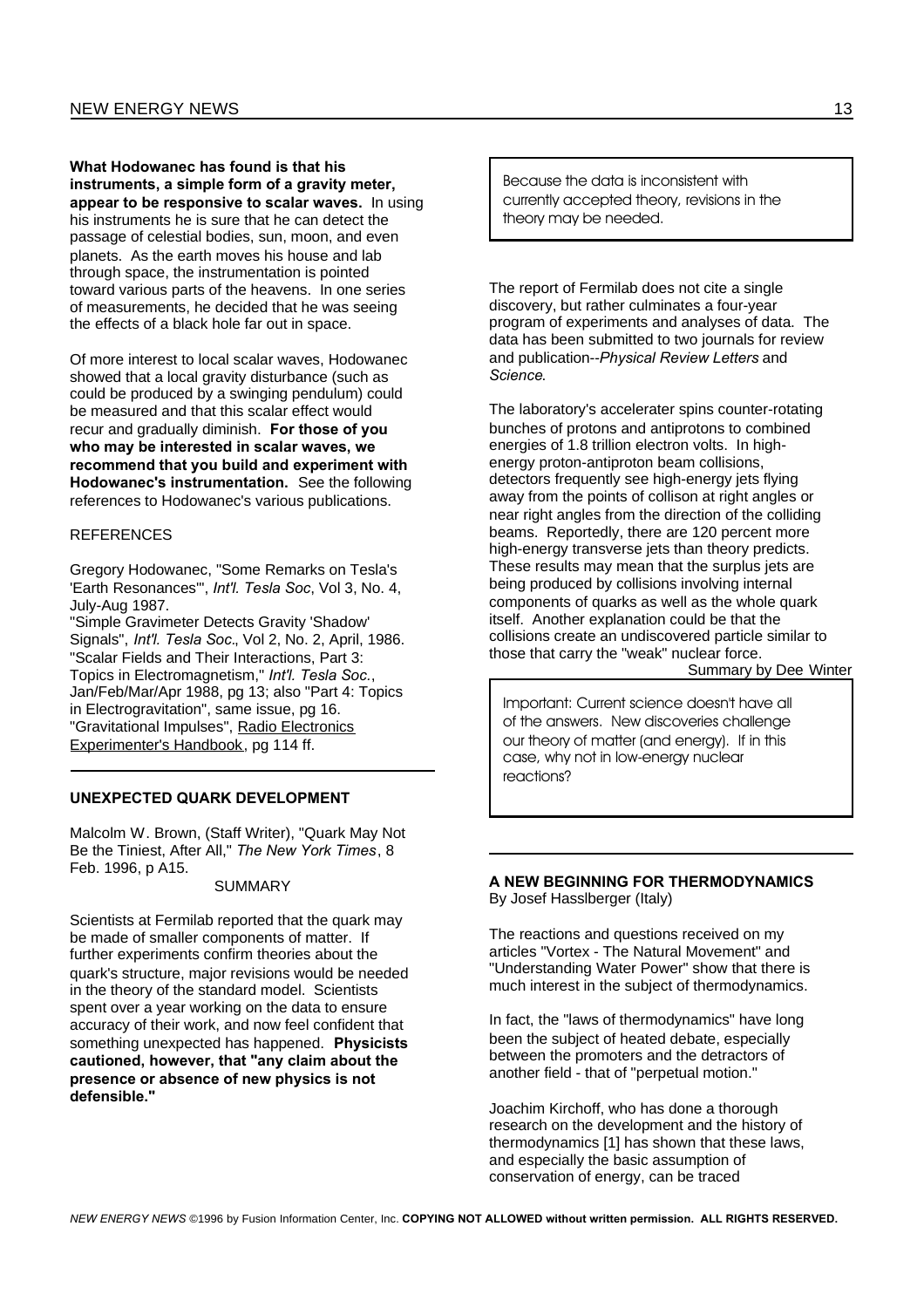**What Hodowanec has found is that his instruments, a simple form of a gravity meter, appear to be responsive to scalar waves.** In using his instruments he is sure that he can detect the passage of celestial bodies, sun, moon, and even planets. As the earth moves his house and lab through space, the instrumentation is pointed toward various parts of the heavens. In one series of measurements, he decided that he was seeing the effects of a black hole far out in space.

Of more interest to local scalar waves, Hodowanec showed that a local gravity disturbance (such as could be produced by a swinging pendulum) could be measured and that this scalar effect would recur and gradually diminish. **For those of you who may be interested in scalar waves, we recommend that you build and experiment with Hodowanec's instrumentation.** See the following references to Hodowanec's various publications.

REFERENCES

Gregory Hodowanec, "Some Remarks on Tesla's 'Earth Resonances'", *Int'l. Tesla Soc*, Vol 3, No. 4, July-Aug 1987.
"Simple Gravimeter Detects Gravity 'Shadow' Signals", *Int'l. Tesla Soc.*, Vol 2, No. 2, April, 1986.
"Scalar Fields and Their Interactions, Part 3: Topics in Electromagnetism," *Int'l. Tesla Soc.*, Jan/Feb/Mar/Apr 1988, pg 13; also "Part 4: Topics in Electrogravitation", same issue, pg 16.
"Gravitational Impulses", Radio Electronics Experimenter's Handbook, pg 114 ff.

---

## UNEXPECTED QUARK DEVELOPMENT

Malcolm W. Brown, (Staff Writer), "Quark May Not Be the Tiniest, After All," *The New York Times*, 8 Feb. 1996, p A15.

SUMMARY

Scientists at Fermilab reported that the quark may be made of smaller components of matter. If further experiments confirm theories about the quark's structure, major revisions would be needed in the theory of the standard model. Scientists spent over a year working on the data to ensure accuracy of their work, and now feel confident that something unexpected has happened. **Physicists cautioned, however, that "any claim about the presence or absence of new physics is not defensible."**

> Because the data is inconsistent with currently accepted theory, revisions in the theory may be needed.

The report of Fermilab does not cite a single discovery, but rather culminates a four-year program of experiments and analyses of data. The data has been submitted to two journals for review and publication--*Physical Review Letters* and *Science*.

The laboratory's accelerater spins counter-rotating bunches of protons and antiprotons to combined energies of 1.8 trillion electron volts. In high-energy proton-antiproton beam collisions, detectors frequently see high-energy jets flying away from the points of collison at right angles or near right angles from the direction of the colliding beams. Reportedly, there are 120 percent more high-energy transverse jets than theory predicts. These results may mean that the surplus jets are being produced by collisions involving internal components of quarks as well as the whole quark itself. Another explanation could be that the collisions create an undiscovered particle similar to those that carry the "weak" nuclear force.

Summary by Dee Winter

> Important: Current science doesn't have all of the answers. New discoveries challenge our theory of matter (and energy). If in this case, why not in low-energy nuclear reactions?

---

## A NEW BEGINNING FOR THERMODYNAMICS

By Josef Hasslberger (Italy)

The reactions and questions received on my articles "Vortex - The Natural Movement" and "Understanding Water Power" show that there is much interest in the subject of thermodynamics.

In fact, the "laws of thermodynamics" have long been the subject of heated debate, especially between the promoters and the detractors of another field - that of "perpetual motion."

Joachim Kirchoff, who has done a thorough research on the development and the history of thermodynamics [1] has shown that these laws, and especially the basic assumption of conservation of energy, can be traced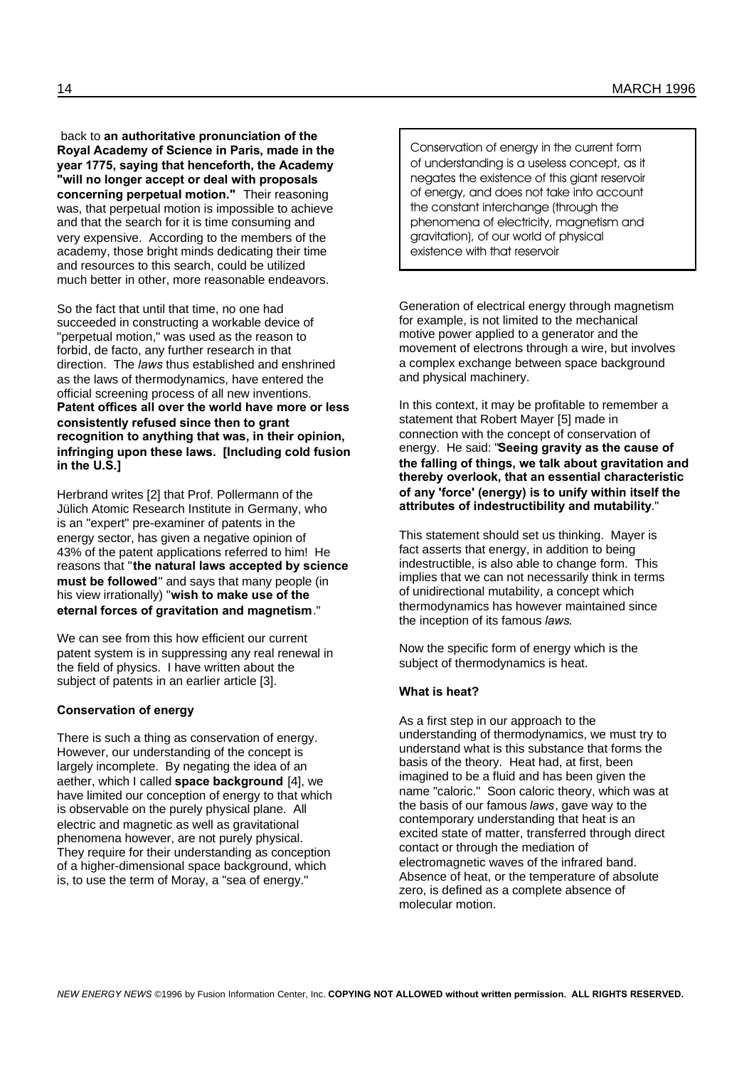back to **an authoritative pronunciation of the Royal Academy of Science in Paris, made in the year 1775, saying that henceforth, the Academy "will no longer accept or deal with proposals concerning perpetual motion."** Their reasoning was, that perpetual motion is impossible to achieve and that the search for it is time consuming and very expensive. According to the members of the academy, those bright minds dedicating their time and resources to this search, could be utilized much better in other, more reasonable endeavors.

So the fact that until that time, no one had succeeded in constructing a workable device of "perpetual motion," was used as the reason to forbid, de facto, any further research in that direction. The *laws* thus established and enshrined as the laws of thermodynamics, have entered the official screening process of all new inventions. **Patent offices all over the world have more or less consistently refused since then to grant recognition to anything that was, in their opinion, infringing upon these laws. [Including cold fusion in the U.S.]**

Herbrand writes [2] that Prof. Pollermann of the Jülich Atomic Research Institute in Germany, who is an "expert" pre-examiner of patents in the energy sector, has given a negative opinion of 43% of the patent applications referred to him! He reasons that "**the natural laws accepted by science must be followed**" and says that many people (in his view irrationally) "**wish to make use of the eternal forces of gravitation and magnetism**."

We can see from this how efficient our current patent system is in suppressing any real renewal in the field of physics. I have written about the subject of patents in an earlier article [3].

### Conservation of energy

There is such a thing as conservation of energy. However, our understanding of the concept is largely incomplete. By negating the idea of an aether, which I called **space background** [4], we have limited our conception of energy to that which is observable on the purely physical plane. All electric and magnetic as well as gravitational phenomena however, are not purely physical. They require for their understanding as conception of a higher-dimensional space background, which is, to use the term of Moray, a "sea of energy."

> Conservation of energy in the current form of understanding is a useless concept, as it negates the existence of this giant reservoir of energy, and does not take into account the constant interchange (through the phenomena of electricity, magnetism and gravitation), of our world of physical existence with that reservoir

Generation of electrical energy through magnetism for example, is not limited to the mechanical motive power applied to a generator and the movement of electrons through a wire, but involves a complex exchange between space background and physical machinery.

In this context, it may be profitable to remember a statement that Robert Mayer [5] made in connection with the concept of conservation of energy. He said: "**Seeing gravity as the cause of the falling of things, we talk about gravitation and thereby overlook, that an essential characteristic of any 'force' (energy) is to unify within itself the attributes of indestructibility and mutability**."

This statement should set us thinking. Mayer is fact asserts that energy, in addition to being indestructible, is also able to change form. This implies that we can not necessarily think in terms of unidirectional mutability, a concept which thermodynamics has however maintained since the inception of its famous *laws*.

Now the specific form of energy which is the subject of thermodynamics is heat.

### What is heat?

As a first step in our approach to the understanding of thermodynamics, we must try to understand what is this substance that forms the basis of the theory. Heat had, at first, been imagined to be a fluid and has been given the name "caloric." Soon caloric theory, which was at the basis of our famous *laws*, gave way to the contemporary understanding that heat is an excited state of matter, transferred through direct contact or through the mediation of electromagnetic waves of the infrared band. Absence of heat, or the temperature of absolute zero, is defined as a complete absence of molecular motion.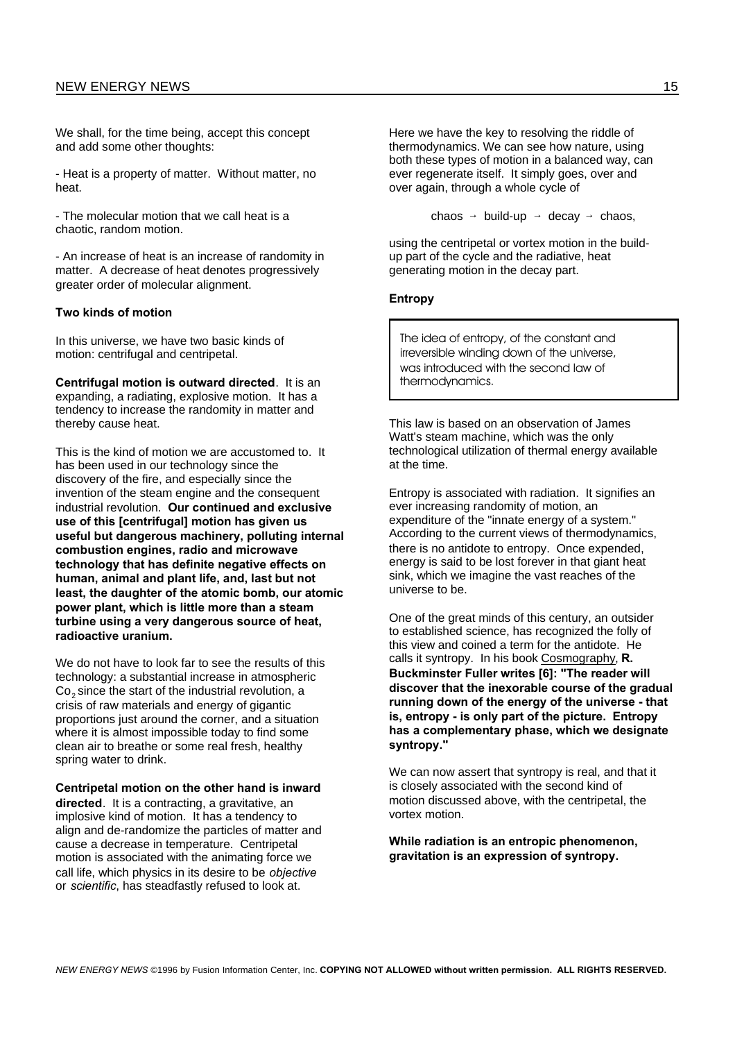We shall, for the time being, accept this concept and add some other thoughts:

- Heat is a property of matter. Without matter, no heat.

- The molecular motion that we call heat is a chaotic, random motion.

- An increase of heat is an increase of randomity in matter. A decrease of heat denotes progressively greater order of molecular alignment.

**Two kinds of motion**

In this universe, we have two basic kinds of motion: centrifugal and centripetal.

**Centrifugal motion is outward directed**. It is an expanding, a radiating, explosive motion. It has a tendency to increase the randomity in matter and thereby cause heat.

This is the kind of motion we are accustomed to. It has been used in our technology since the discovery of the fire, and especially since the invention of the steam engine and the consequent industrial revolution. **Our continued and exclusive use of this [centrifugal] motion has given us useful but dangerous machinery, polluting internal combustion engines, radio and microwave technology that has definite negative effects on human, animal and plant life, and, last but not least, the daughter of the atomic bomb, our atomic power plant, which is little more than a steam turbine using a very dangerous source of heat, radioactive uranium.**

We do not have to look far to see the results of this technology: a substantial increase in atmospheric $Co_2$ since the start of the industrial revolution, a crisis of raw materials and energy of gigantic proportions just around the corner, and a situation where it is almost impossible today to find some clean air to breathe or some real fresh, healthy spring water to drink.

**Centripetal motion on the other hand is inward directed**. It is a contracting, a gravitative, an implosive kind of motion. It has a tendency to align and de-randomize the particles of matter and cause a decrease in temperature. Centripetal motion is associated with the animating force we call life, which physics in its desire to be *objective* or *scientific*, has steadfastly refused to look at.

Here we have the key to resolving the riddle of thermodynamics. We can see how nature, using both these types of motion in a balanced way, can ever regenerate itself. It simply goes, over and over again, through a whole cycle of

chaos → build-up → decay → chaos,

using the centripetal or vortex motion in the build-up part of the cycle and the radiative, heat generating motion in the decay part.

**Entropy**

> The idea of entropy, of the constant and irreversible winding down of the universe, was introduced with the second law of thermodynamics.

This law is based on an observation of James Watt's steam machine, which was the only technological utilization of thermal energy available at the time.

Entropy is associated with radiation. It signifies an ever increasing randomity of motion, an expenditure of the "innate energy of a system." According to the current views of thermodynamics, there is no antidote to entropy. Once expended, energy is said to be lost forever in that giant heat sink, which we imagine the vast reaches of the universe to be.

One of the great minds of this century, an outsider to established science, has recognized the folly of this view and coined a term for the antidote. He calls it syntropy. In his book Cosmography, **R. Buckminster Fuller writes [6]: "The reader will discover that the inexorable course of the gradual running down of the energy of the universe - that is, entropy - is only part of the picture. Entropy has a complementary phase, which we designate syntropy."**

We can now assert that syntropy is real, and that it is closely associated with the second kind of motion discussed above, with the centripetal, the vortex motion.

**While radiation is an entropic phenomenon, gravitation is an expression of syntropy.**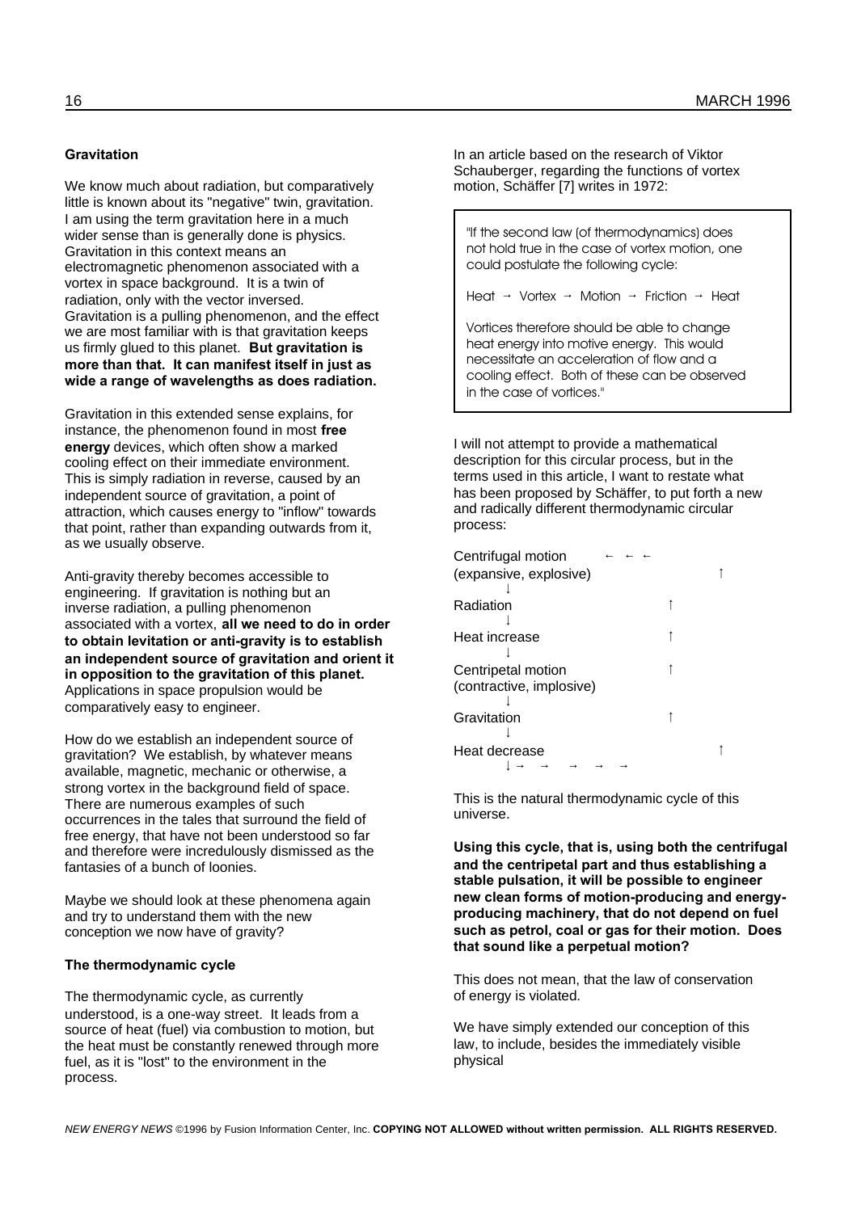### Gravitation

We know much about radiation, but comparatively little is known about its "negative" twin, gravitation. I am using the term gravitation here in a much wider sense than is generally done is physics. Gravitation in this context means an electromagnetic phenomenon associated with a vortex in space background. It is a twin of radiation, only with the vector inversed. Gravitation is a pulling phenomenon, and the effect we are most familiar with is that gravitation keeps us firmly glued to this planet. **But gravitation is more than that. It can manifest itself in just as wide a range of wavelengths as does radiation.**

Gravitation in this extended sense explains, for instance, the phenomenon found in most **free energy** devices, which often show a marked cooling effect on their immediate environment. This is simply radiation in reverse, caused by an independent source of gravitation, a point of attraction, which causes energy to "inflow" towards that point, rather than expanding outwards from it, as we usually observe.

Anti-gravity thereby becomes accessible to engineering. If gravitation is nothing but an inverse radiation, a pulling phenomenon associated with a vortex, **all we need to do in order to obtain levitation or anti-gravity is to establish an independent source of gravitation and orient it in opposition to the gravitation of this planet.** Applications in space propulsion would be comparatively easy to engineer.

How do we establish an independent source of gravitation? We establish, by whatever means available, magnetic, mechanic or otherwise, a strong vortex in the background field of space. There are numerous examples of such occurrences in the tales that surround the field of free energy, that have not been understood so far and therefore were incredulously dismissed as the fantasies of a bunch of loonies.

Maybe we should look at these phenomena again and try to understand them with the new conception we now have of gravity?

### The thermodynamic cycle

The thermodynamic cycle, as currently understood, is a one-way street. It leads from a source of heat (fuel) via combustion to motion, but the heat must be constantly renewed through more fuel, as it is "lost" to the environment in the process.

In an article based on the research of Viktor Schauberger, regarding the functions of vortex motion, Schäffer [7] writes in 1972:

> "If the second law (of thermodynamics) does not hold true in the case of vortex motion, one could postulate the following cycle:
>
> Heat → Vortex → Motion → Friction → Heat
>
> Vortices therefore should be able to change heat energy into motive energy. This would necessitate an acceleration of flow and a cooling effect. Both of these can be observed in the case of vortices."

I will not attempt to provide a mathematical description for this circular process, but in the terms used in this article, I want to restate what has been proposed by Schäffer, to put forth a new and radically different thermodynamic circular process:

```
Centrifugal motion        ←  ←  ←
(expansive, explosive)                    ↑
        ↓
Radiation                           ↑
        ↓
Heat increase                       ↑
        ↓
Centripetal motion                  ↑
(contractive, implosive)
        ↓
Gravitation                         ↑
        ↓
Heat decrease                             ↑
        ↓ →   →    →    →    →
```

This is the natural thermodynamic cycle of this universe.

**Using this cycle, that is, using both the centrifugal and the centripetal part and thus establishing a stable pulsation, it will be possible to engineer new clean forms of motion-producing and energy-producing machinery, that do not depend on fuel such as petrol, coal or gas for their motion. Does that sound like a perpetual motion?**

This does not mean, that the law of conservation of energy is violated.

We have simply extended our conception of this law, to include, besides the immediately visible physical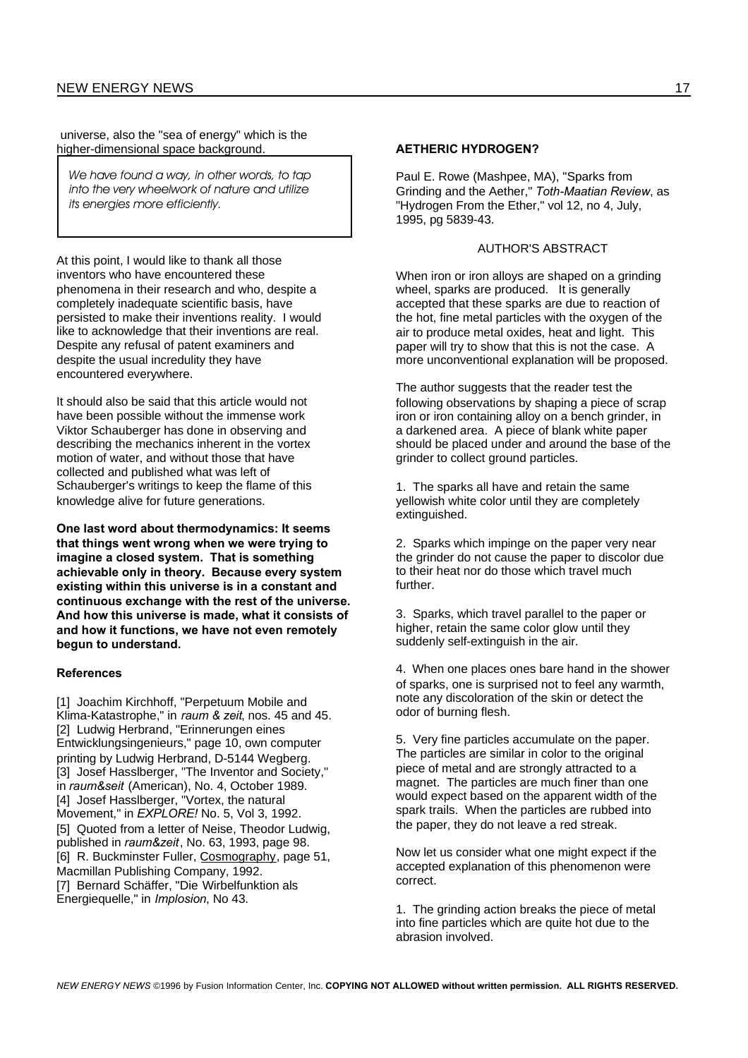universe, also the "sea of energy" which is the higher-dimensional space background.

> *We have found a way, in other words, to tap into the very wheelwork of nature and utilize its energies more efficiently.*

At this point, I would like to thank all those inventors who have encountered these phenomena in their research and who, despite a completely inadequate scientific basis, have persisted to make their inventions reality. I would like to acknowledge that their inventions are real. Despite any refusal of patent examiners and despite the usual incredulity they have encountered everywhere.

It should also be said that this article would not have been possible without the immense work Viktor Schauberger has done in observing and describing the mechanics inherent in the vortex motion of water, and without those that have collected and published what was left of Schauberger's writings to keep the flame of this knowledge alive for future generations.

**One last word about thermodynamics: It seems that things went wrong when we were trying to imagine a closed system. That is something achievable only in theory. Because every system existing within this universe is in a constant and continuous exchange with the rest of the universe. And how this universe is made, what it consists of and how it functions, we have not even remotely begun to understand.**

### References

[1] Joachim Kirchhoff, "Perpetuum Mobile and Klima-Katastrophe," in *raum & zeit*, nos. 45 and 45.
[2] Ludwig Herbrand, "Erinnerungen eines Entwicklungsingenieurs," page 10, own computer printing by Ludwig Herbrand, D-5144 Wegberg.
[3] Josef Hasslberger, "The Inventor and Society," in *raum&seit* (American), No. 4, October 1989.
[4] Josef Hasslberger, "Vortex, the natural Movement," in *EXPLORE!* No. 5, Vol 3, 1992.
[5] Quoted from a letter of Neise, Theodor Ludwig, published in *raum&zeit*, No. 63, 1993, page 98.
[6] R. Buckminster Fuller, Cosmography, page 51, Macmillan Publishing Company, 1992.
[7] Bernard Schäffer, "Die Wirbelfunktion als Energiequelle," in *Implosion*, No 43.

## AETHERIC HYDROGEN?

Paul E. Rowe (Mashpee, MA), "Sparks from Grinding and the Aether," *Toth-Maatian Review*, as "Hydrogen From the Ether," vol 12, no 4, July, 1995, pg 5839-43.

### AUTHOR'S ABSTRACT

When iron or iron alloys are shaped on a grinding wheel, sparks are produced. It is generally accepted that these sparks are due to reaction of the hot, fine metal particles with the oxygen of the air to produce metal oxides, heat and light. This paper will try to show that this is not the case. A more unconventional explanation will be proposed.

The author suggests that the reader test the following observations by shaping a piece of scrap iron or iron containing alloy on a bench grinder, in a darkened area. A piece of blank white paper should be placed under and around the base of the grinder to collect ground particles.

1. The sparks all have and retain the same yellowish white color until they are completely extinguished.

2. Sparks which impinge on the paper very near the grinder do not cause the paper to discolor due to their heat nor do those which travel much further.

3. Sparks, which travel parallel to the paper or higher, retain the same color glow until they suddenly self-extinguish in the air.

4. When one places ones bare hand in the shower of sparks, one is surprised not to feel any warmth, note any discoloration of the skin or detect the odor of burning flesh.

5. Very fine particles accumulate on the paper. The particles are similar in color to the original piece of metal and are strongly attracted to a magnet. The particles are much finer than one would expect based on the apparent width of the spark trails. When the particles are rubbed into the paper, they do not leave a red streak.

Now let us consider what one might expect if the accepted explanation of this phenomenon were correct.

1. The grinding action breaks the piece of metal into fine particles which are quite hot due to the abrasion involved.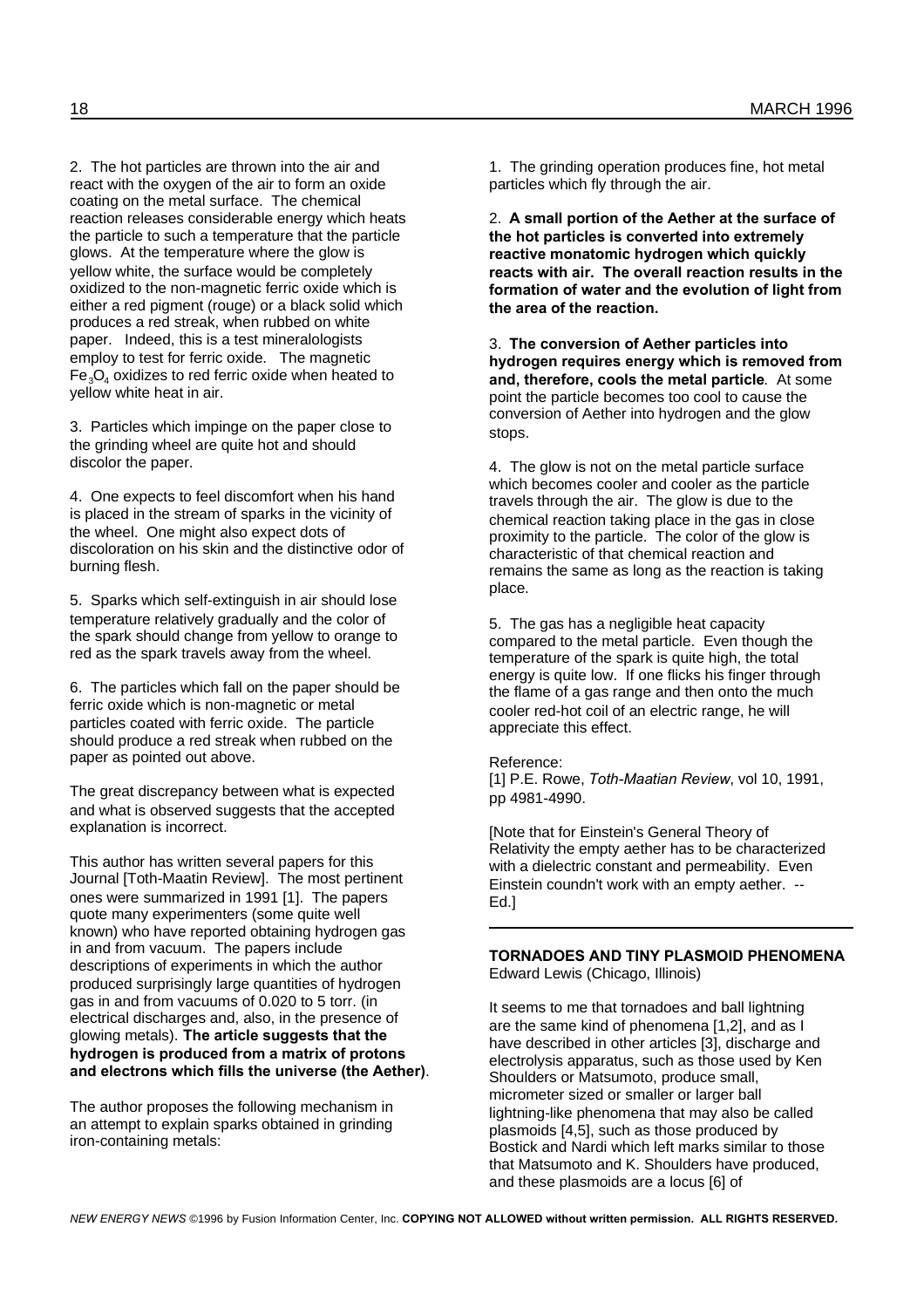2. The hot particles are thrown into the air and react with the oxygen of the air to form an oxide coating on the metal surface. The chemical reaction releases considerable energy which heats the particle to such a temperature that the particle glows. At the temperature where the glow is yellow white, the surface would be completely oxidized to the non-magnetic ferric oxide which is either a red pigment (rouge) or a black solid which produces a red streak, when rubbed on white paper. Indeed, this is a test mineralologists employ to test for ferric oxide. The magnetic $Fe_3O_4$ oxidizes to red ferric oxide when heated to yellow white heat in air.

3. Particles which impinge on the paper close to the grinding wheel are quite hot and should discolor the paper.

4. One expects to feel discomfort when his hand is placed in the stream of sparks in the vicinity of the wheel. One might also expect dots of discoloration on his skin and the distinctive odor of burning flesh.

5. Sparks which self-extinguish in air should lose temperature relatively gradually and the color of the spark should change from yellow to orange to red as the spark travels away from the wheel.

6. The particles which fall on the paper should be ferric oxide which is non-magnetic or metal particles coated with ferric oxide. The particle should produce a red streak when rubbed on the paper as pointed out above.

The great discrepancy between what is expected and what is observed suggests that the accepted explanation is incorrect.

This author has written several papers for this Journal [Toth-Maatin Review]. The most pertinent ones were summarized in 1991 [1]. The papers quote many experimenters (some quite well known) who have reported obtaining hydrogen gas in and from vacuum. The papers include descriptions of experiments in which the author produced surprisingly large quantities of hydrogen gas in and from vacuums of 0.020 to 5 torr. (in electrical discharges and, also, in the presence of glowing metals). **The article suggests that the hydrogen is produced from a matrix of protons and electrons which fills the universe (the Aether)**.

The author proposes the following mechanism in an attempt to explain sparks obtained in grinding iron-containing metals:

1. The grinding operation produces fine, hot metal particles which fly through the air.

2. **A small portion of the Aether at the surface of the hot particles is converted into extremely reactive monatomic hydrogen which quickly reacts with air. The overall reaction results in the formation of water and the evolution of light from the area of the reaction.**

3. **The conversion of Aether particles into hydrogen requires energy which is removed from and, therefore, cools the metal particle**. At some point the particle becomes too cool to cause the conversion of Aether into hydrogen and the glow stops.

4. The glow is not on the metal particle surface which becomes cooler and cooler as the particle travels through the air. The glow is due to the chemical reaction taking place in the gas in close proximity to the particle. The color of the glow is characteristic of that chemical reaction and remains the same as long as the reaction is taking place.

5. The gas has a negligible heat capacity compared to the metal particle. Even though the temperature of the spark is quite high, the total energy is quite low. If one flicks his finger through the flame of a gas range and then onto the much cooler red-hot coil of an electric range, he will appreciate this effect.

Reference:
[1] P.E. Rowe, *Toth-Maatian Review*, vol 10, 1991, pp 4981-4990.

[Note that for Einstein's General Theory of Relativity the empty aether has to be characterized with a dielectric constant and permeability. Even Einstein coundn't work with an empty aether. -- Ed.]

---

**TORNADOES AND TINY PLASMOID PHENOMENA**
Edward Lewis (Chicago, Illinois)

It seems to me that tornadoes and ball lightning are the same kind of phenomena [1,2], and as I have described in other articles [3], discharge and electrolysis apparatus, such as those used by Ken Shoulders or Matsumoto, produce small, micrometer sized or smaller or larger ball lightning-like phenomena that may also be called plasmoids [4,5], such as those produced by Bostick and Nardi which left marks similar to those that Matsumoto and K. Shoulders have produced, and these plasmoids are a locus [6] of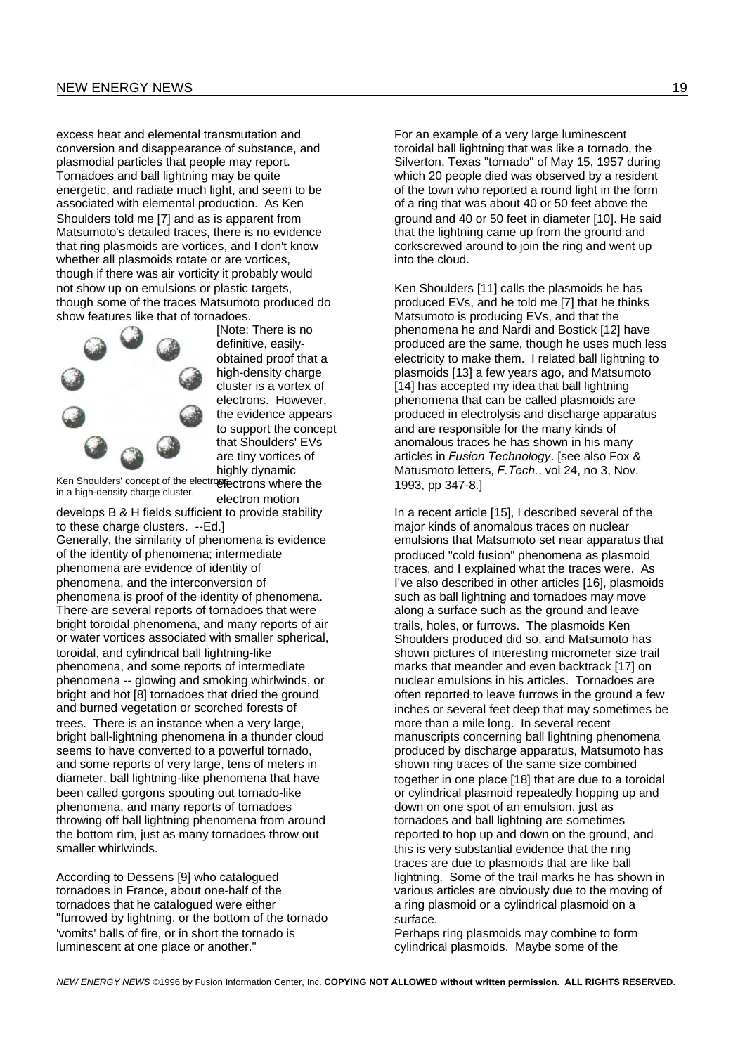excess heat and elemental transmutation and conversion and disappearance of substance, and plasmodial particles that people may report. Tornadoes and ball lightning may be quite energetic, and radiate much light, and seem to be associated with elemental production. As Ken Shoulders told me [7] and as is apparent from Matsumoto's detailed traces, there is no evidence that ring plasmoids are vortices, and I don't know whether all plasmoids rotate or are vortices, though if there was air vorticity it probably would not show up on emulsions or plastic targets, though some of the traces Matsumoto produced do show features like that of tornadoes.

[Note: There is no definitive, easily-obtained proof that a high-density charge cluster is a vortex of electrons. However, the evidence appears to support the concept that Shoulders' EVs are tiny vortices of highly dynamic electrons where the electron motion develops B & H fields sufficient to provide stability to these charge clusters. --Ed.]

Ken Shoulders' concept of the electrons in a high-density charge cluster.

Generally, the similarity of phenomena is evidence of the identity of phenomena; intermediate phenomena are evidence of identity of phenomena, and the interconversion of phenomena is proof of the identity of phenomena. There are several reports of tornadoes that were bright toroidal phenomena, and many reports of air or water vortices associated with smaller spherical, toroidal, and cylindrical ball lightning-like phenomena, and some reports of intermediate phenomena -- glowing and smoking whirlwinds, or bright and hot [8] tornadoes that dried the ground and burned vegetation or scorched forests of trees. There is an instance when a very large, bright ball-lightning phenomena in a thunder cloud seems to have converted to a powerful tornado, and some reports of very large, tens of meters in diameter, ball lightning-like phenomena that have been called gorgons spouting out tornado-like phenomena, and many reports of tornadoes throwing off ball lightning phenomena from around the bottom rim, just as many tornadoes throw out smaller whirlwinds.

According to Dessens [9] who catalogued tornadoes in France, about one-half of the tornadoes that he catalogued were either "furrowed by lightning, or the bottom of the tornado 'vomits' balls of fire, or in short the tornado is luminescent at one place or another."

For an example of a very large luminescent toroidal ball lightning that was like a tornado, the Silverton, Texas "tornado" of May 15, 1957 during which 20 people died was observed by a resident of the town who reported a round light in the form of a ring that was about 40 or 50 feet above the ground and 40 or 50 feet in diameter [10]. He said that the lightning came up from the ground and corkscrewed around to join the ring and went up into the cloud.

Ken Shoulders [11] calls the plasmoids he has produced EVs, and he told me [7] that he thinks Matsumoto is producing EVs, and that the phenomena he and Nardi and Bostick [12] have produced are the same, though he uses much less electricity to make them. I related ball lightning to plasmoids [13] a few years ago, and Matsumoto [14] has accepted my idea that ball lightning phenomena that can be called plasmoids are produced in electrolysis and discharge apparatus and are responsible for the many kinds of anomalous traces he has shown in his many articles in *Fusion Technology*. [see also Fox & Matusmoto letters, *F.Tech.*, vol 24, no 3, Nov. 1993, pp 347-8.]

In a recent article [15], I described several of the major kinds of anomalous traces on nuclear emulsions that Matsumoto set near apparatus that produced "cold fusion" phenomena as plasmoid traces, and I explained what the traces were. As I've also described in other articles [16], plasmoids such as ball lightning and tornadoes may move along a surface such as the ground and leave trails, holes, or furrows. The plasmoids Ken Shoulders produced did so, and Matsumoto has shown pictures of interesting micrometer size trail marks that meander and even backtrack [17] on nuclear emulsions in his articles. Tornadoes are often reported to leave furrows in the ground a few inches or several feet deep that may sometimes be more than a mile long. In several recent manuscripts concerning ball lightning phenomena produced by discharge apparatus, Matsumoto has shown ring traces of the same size combined together in one place [18] that are due to a toroidal or cylindrical plasmoid repeatedly hopping up and down on one spot of an emulsion, just as tornadoes and ball lightning are sometimes reported to hop up and down on the ground, and this is very substantial evidence that the ring traces are due to plasmoids that are like ball lightning. Some of the trail marks he has shown in various articles are obviously due to the moving of a ring plasmoid or a cylindrical plasmoid on a surface.

Perhaps ring plasmoids may combine to form cylindrical plasmoids. Maybe some of the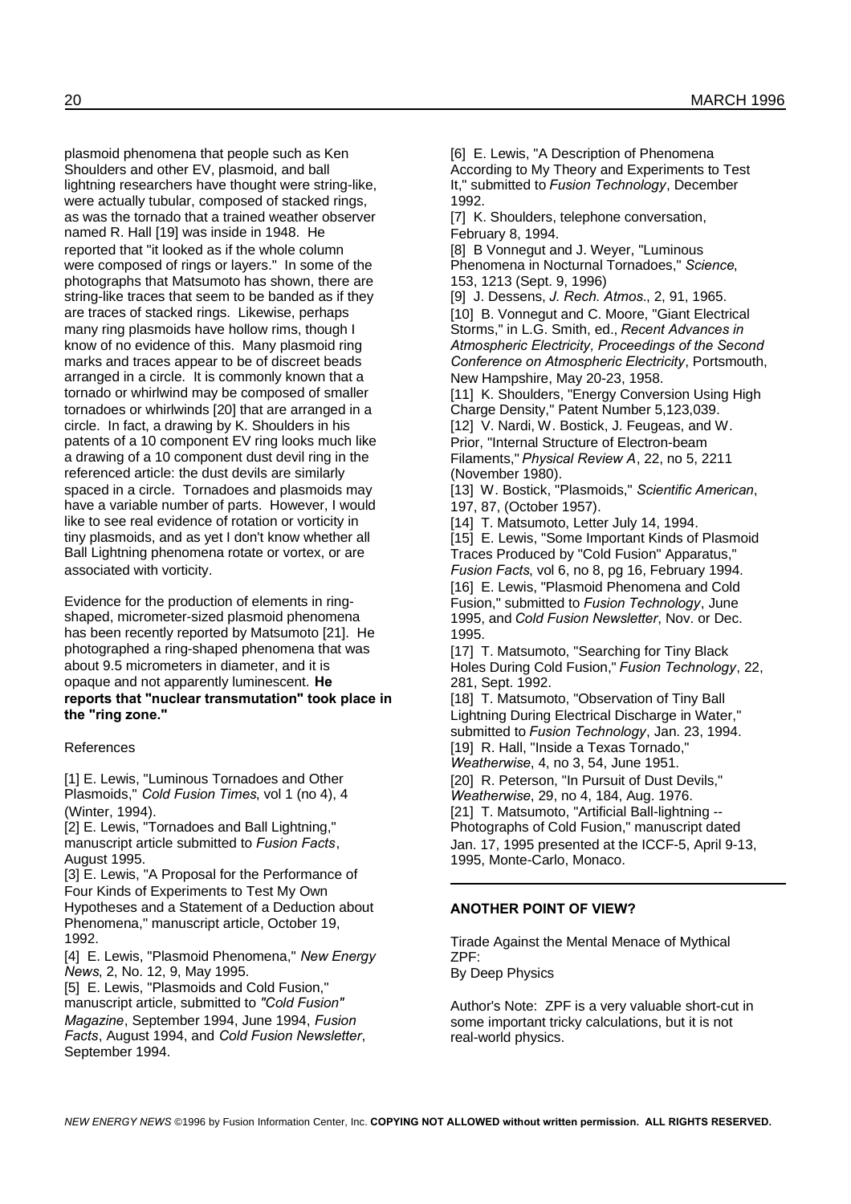plasmoid phenomena that people such as Ken Shoulders and other EV, plasmoid, and ball lightning researchers have thought were string-like, were actually tubular, composed of stacked rings, as was the tornado that a trained weather observer named R. Hall [19] was inside in 1948. He reported that "it looked as if the whole column were composed of rings or layers." In some of the photographs that Matsumoto has shown, there are string-like traces that seem to be banded as if they are traces of stacked rings. Likewise, perhaps many ring plasmoids have hollow rims, though I know of no evidence of this. Many plasmoid ring marks and traces appear to be of discreet beads arranged in a circle. It is commonly known that a tornado or whirlwind may be composed of smaller tornadoes or whirlwinds [20] that are arranged in a circle. In fact, a drawing by K. Shoulders in his patents of a 10 component EV ring looks much like a drawing of a 10 component dust devil ring in the referenced article: the dust devils are similarly spaced in a circle. Tornadoes and plasmoids may have a variable number of parts. However, I would like to see real evidence of rotation or vorticity in tiny plasmoids, and as yet I don't know whether all Ball Lightning phenomena rotate or vortex, or are associated with vorticity.

Evidence for the production of elements in ring-shaped, micrometer-sized plasmoid phenomena has been recently reported by Matsumoto [21]. He photographed a ring-shaped phenomena that was about 9.5 micrometers in diameter, and it is opaque and not apparently luminescent. **He reports that "nuclear transmutation" took place in the "ring zone."**

References

[1] E. Lewis, "Luminous Tornadoes and Other Plasmoids," *Cold Fusion Times*, vol 1 (no 4), 4 (Winter, 1994).
[2] E. Lewis, "Tornadoes and Ball Lightning," manuscript article submitted to *Fusion Facts*, August 1995.
[3] E. Lewis, "A Proposal for the Performance of Four Kinds of Experiments to Test My Own Hypotheses and a Statement of a Deduction about Phenomena," manuscript article, October 19, 1992.
[4] E. Lewis, "Plasmoid Phenomena," *New Energy News*, 2, No. 12, 9, May 1995.
[5] E. Lewis, "Plasmoids and Cold Fusion," manuscript article, submitted to *"Cold Fusion" Magazine*, September 1994, June 1994, *Fusion Facts*, August 1994, and *Cold Fusion Newsletter*, September 1994.
[6] E. Lewis, "A Description of Phenomena According to My Theory and Experiments to Test It," submitted to *Fusion Technology*, December 1992.
[7] K. Shoulders, telephone conversation, February 8, 1994.
[8] B Vonnegut and J. Weyer, "Luminous Phenomena in Nocturnal Tornadoes," *Science*, 153, 1213 (Sept. 9, 1996)
[9] J. Dessens, *J. Rech. Atmos.*, 2, 91, 1965.
[10] B. Vonnegut and C. Moore, "Giant Electrical Storms," in L.G. Smith, ed., *Recent Advances in Atmospheric Electricity, Proceedings of the Second Conference on Atmospheric Electricity*, Portsmouth, New Hampshire, May 20-23, 1958.
[11] K. Shoulders, "Energy Conversion Using High Charge Density," Patent Number 5,123,039.
[12] V. Nardi, W. Bostick, J. Feugeas, and W. Prior, "Internal Structure of Electron-beam Filaments," *Physical Review A*, 22, no 5, 2211 (November 1980).
[13] W. Bostick, "Plasmoids," *Scientific American*, 197, 87, (October 1957).
[14] T. Matsumoto, Letter July 14, 1994.
[15] E. Lewis, "Some Important Kinds of Plasmoid Traces Produced by "Cold Fusion" Apparatus," *Fusion Facts*, vol 6, no 8, pg 16, February 1994.
[16] E. Lewis, "Plasmoid Phenomena and Cold Fusion," submitted to *Fusion Technology*, June 1995, and *Cold Fusion Newsletter*, Nov. or Dec. 1995.
[17] T. Matsumoto, "Searching for Tiny Black Holes During Cold Fusion," *Fusion Technology*, 22, 281, Sept. 1992.
[18] T. Matsumoto, "Observation of Tiny Ball Lightning During Electrical Discharge in Water," submitted to *Fusion Technology*, Jan. 23, 1994.
[19] R. Hall, "Inside a Texas Tornado," *Weatherwise*, 4, no 3, 54, June 1951.
[20] R. Peterson, "In Pursuit of Dust Devils," *Weatherwise*, 29, no 4, 184, Aug. 1976.
[21] T. Matsumoto, "Artificial Ball-lightning -- Photographs of Cold Fusion," manuscript dated Jan. 17, 1995 presented at the ICCF-5, April 9-13, 1995, Monte-Carlo, Monaco.

---

## ANOTHER POINT OF VIEW?

Tirade Against the Mental Menace of Mythical ZPF:
By Deep Physics

Author's Note: ZPF is a very valuable short-cut in some important tricky calculations, but it is not real-world physics.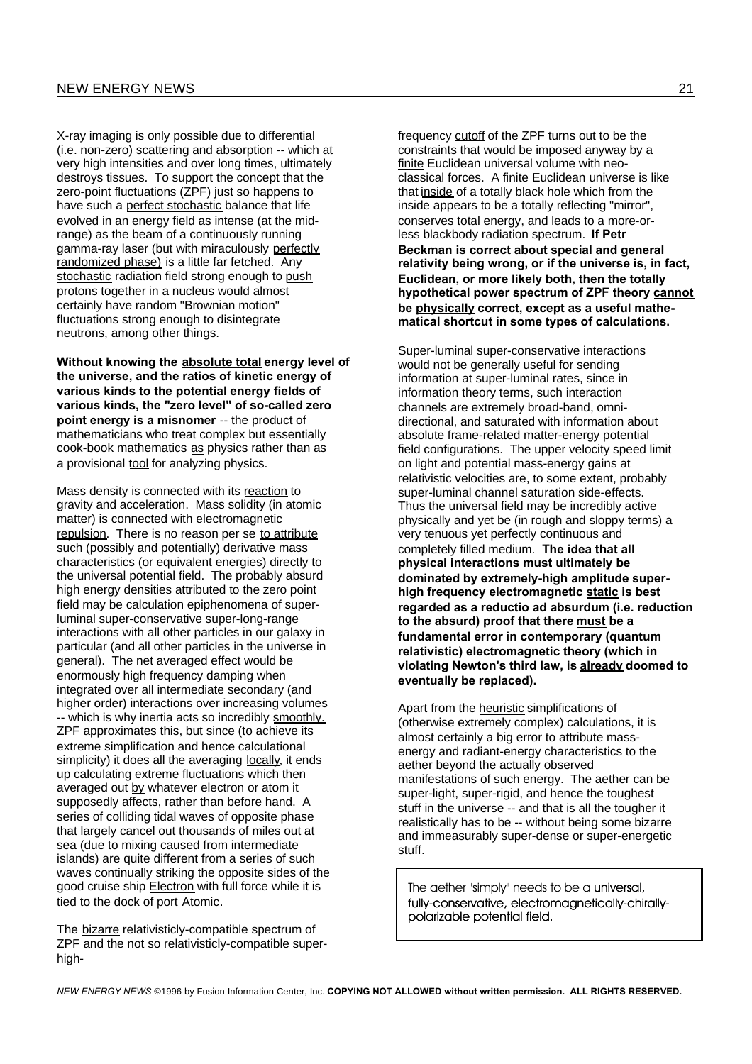X-ray imaging is only possible due to differential (i.e. non-zero) scattering and absorption -- which at very high intensities and over long times, ultimately destroys tissues. To support the concept that the zero-point fluctuations (ZPF) just so happens to have such a perfect stochastic balance that life evolved in an energy field as intense (at the mid-range) as the beam of a continuously running gamma-ray laser (but with miraculously perfectly randomized phase) is a little far fetched. Any stochastic radiation field strong enough to push protons together in a nucleus would almost certainly have random "Brownian motion" fluctuations strong enough to disintegrate neutrons, among other things.

**Without knowing the absolute total energy level of the universe, and the ratios of kinetic energy of various kinds to the potential energy fields of various kinds, the "zero level" of so-called zero point energy is a misnomer** -- the product of mathematicians who treat complex but essentially cook-book mathematics as physics rather than as a provisional tool for analyzing physics.

Mass density is connected with its reaction to gravity and acceleration. Mass solidity (in atomic matter) is connected with electromagnetic repulsion. There is no reason per se to attribute such (possibly and potentially) derivative mass characteristics (or equivalent energies) directly to the universal potential field. The probably absurd high energy densities attributed to the zero point field may be calculation epiphenomena of super-luminal super-conservative super-long-range interactions with all other particles in our galaxy in particular (and all other particles in the universe in general). The net averaged effect would be enormously high frequency damping when integrated over all intermediate secondary (and higher order) interactions over increasing volumes -- which is why inertia acts so incredibly smoothly. ZPF approximates this, but since (to achieve its extreme simplification and hence calculational simplicity) it does all the averaging locally, it ends up calculating extreme fluctuations which then averaged out by whatever electron or atom it supposedly affects, rather than before hand. A series of colliding tidal waves of opposite phase that largely cancel out thousands of miles out at sea (due to mixing caused from intermediate islands) are quite different from a series of such waves continually striking the opposite sides of the good cruise ship Electron with full force while it is tied to the dock of port Atomic.

The bizarre relativisticly-compatible spectrum of ZPF and the not so relativisticly-compatible super-high-frequency cutoff of the ZPF turns out to be the constraints that would be imposed anyway by a finite Euclidean universal volume with neo-classical forces. A finite Euclidean universe is like that inside of a totally black hole which from the inside appears to be a totally reflecting "mirror", conserves total energy, and leads to a more-or-less blackbody radiation spectrum. **If Petr Beckman is correct about special and general relativity being wrong, or if the universe is, in fact, Euclidean, or more likely both, then the totally hypothetical power spectrum of ZPF theory cannot be physically correct, except as a useful mathematical shortcut in some types of calculations.**

Super-luminal super-conservative interactions would not be generally useful for sending information at super-luminal rates, since in information theory terms, such interaction channels are extremely broad-band, omni-directional, and saturated with information about absolute frame-related matter-energy potential field configurations. The upper velocity speed limit on light and potential mass-energy gains at relativistic velocities are, to some extent, probably super-luminal channel saturation side-effects. Thus the universal field may be incredibly active physically and yet be (in rough and sloppy terms) a very tenuous yet perfectly continuous and completely filled medium. **The idea that all physical interactions must ultimately be dominated by extremely-high amplitude super-high frequency electromagnetic static is best regarded as a reductio ad absurdum (i.e. reduction to the absurd) proof that there must be a fundamental error in contemporary (quantum relativistic) electromagnetic theory (which in violating Newton's third law, is already doomed to eventually be replaced).**

Apart from the heuristic simplifications of (otherwise extremely complex) calculations, it is almost certainly a big error to attribute mass-energy and radiant-energy characteristics to the aether beyond the actually observed manifestations of such energy. The aether can be super-light, super-rigid, and hence the toughest stuff in the universe -- and that is all the tougher it realistically has to be -- without being some bizarre and immeasurably super-dense or super-energetic stuff.

> The aether "simply" needs to be a universal, fully-conservative, electromagnetically-chirally-polarizable potential field.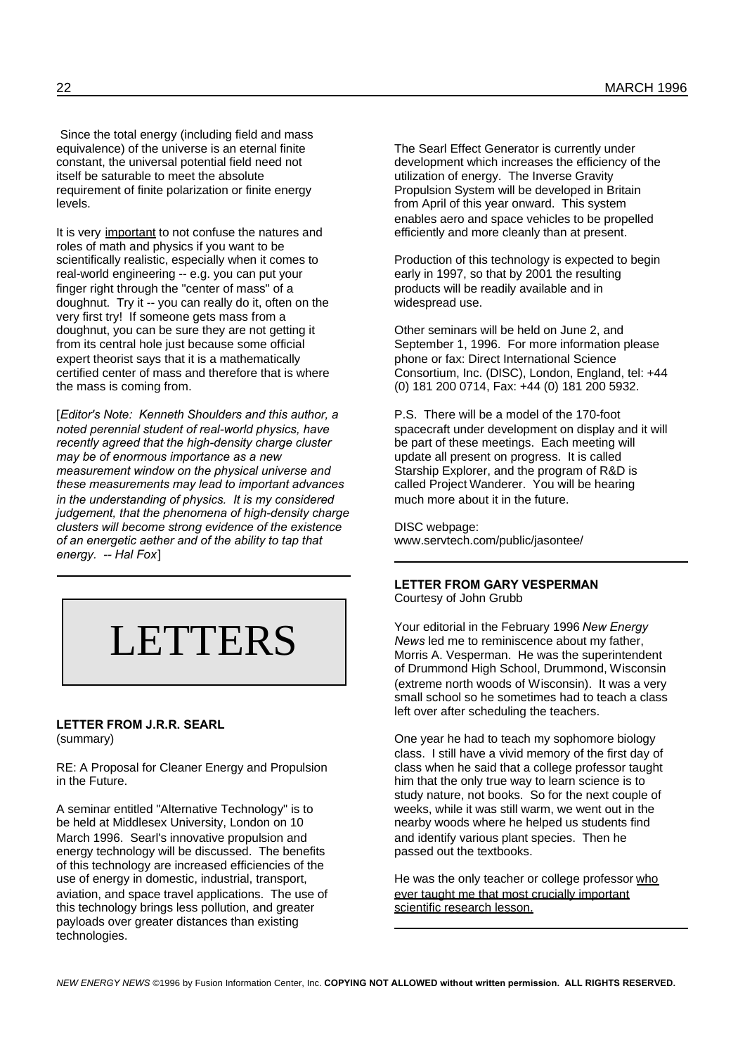Since the total energy (including field and mass equivalence) of the universe is an eternal finite constant, the universal potential field need not itself be saturable to meet the absolute requirement of finite polarization or finite energy levels.

It is very important to not confuse the natures and roles of math and physics if you want to be scientifically realistic, especially when it comes to real-world engineering -- e.g. you can put your finger right through the "center of mass" of a doughnut. Try it -- you can really do it, often on the very first try! If someone gets mass from a doughnut, you can be sure they are not getting it from its central hole just because some official expert theorist says that it is a mathematically certified center of mass and therefore that is where the mass is coming from.

[*Editor's Note: Kenneth Shoulders and this author, a noted perennial student of real-world physics, have recently agreed that the high-density charge cluster may be of enormous importance as a new measurement window on the physical universe and these measurements may lead to important advances in the understanding of physics. It is my considered judgement, that the phenomena of high-density charge clusters will become strong evidence of the existence of an energetic aether and of the ability to tap that energy. -- Hal Fox*]

# LETTERS

### LETTER FROM J.R.R. SEARL

(summary)

RE: A Proposal for Cleaner Energy and Propulsion in the Future.

A seminar entitled "Alternative Technology" is to be held at Middlesex University, London on 10 March 1996. Searl's innovative propulsion and energy technology will be discussed. The benefits of this technology are increased efficiencies of the use of energy in domestic, industrial, transport, aviation, and space travel applications. The use of this technology brings less pollution, and greater payloads over greater distances than existing technologies.

The Searl Effect Generator is currently under development which increases the efficiency of the utilization of energy. The Inverse Gravity Propulsion System will be developed in Britain from April of this year onward. This system enables aero and space vehicles to be propelled efficiently and more cleanly than at present.

Production of this technology is expected to begin early in 1997, so that by 2001 the resulting products will be readily available and in widespread use.

Other seminars will be held on June 2, and September 1, 1996. For more information please phone or fax: Direct International Science Consortium, Inc. (DISC), London, England, tel: +44 (0) 181 200 0714, Fax: +44 (0) 181 200 5932.

P.S. There will be a model of the 170-foot spacecraft under development on display and it will be part of these meetings. Each meeting will update all present on progress. It is called Starship Explorer, and the program of R&D is called Project Wanderer. You will be hearing much more about it in the future.

DISC webpage:
www.servtech.com/public/jasontee/

### LETTER FROM GARY VESPERMAN

Courtesy of John Grubb

Your editorial in the February 1996 *New Energy News* led me to reminiscence about my father, Morris A. Vesperman. He was the superintendent of Drummond High School, Drummond, Wisconsin (extreme north woods of Wisconsin). It was a very small school so he sometimes had to teach a class left over after scheduling the teachers.

One year he had to teach my sophomore biology class. I still have a vivid memory of the first day of class when he said that a college professor taught him that the only true way to learn science is to study nature, not books. So for the next couple of weeks, while it was still warm, we went out in the nearby woods where he helped us students find and identify various plant species. Then he passed out the textbooks.

He was the only teacher or college professor who ever taught me that most crucially important scientific research lesson.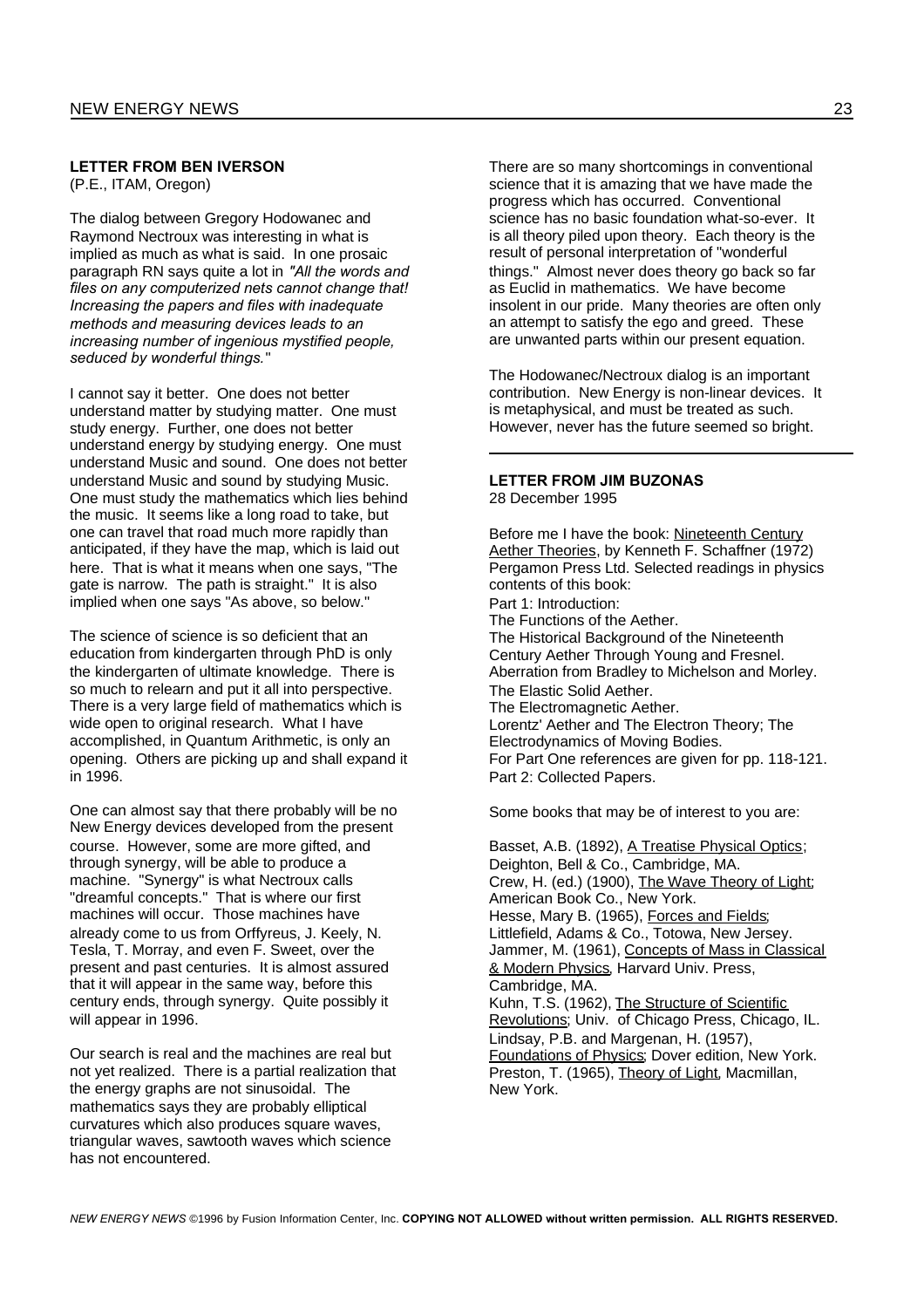## LETTER FROM BEN IVERSON

(P.E., ITAM, Oregon)

The dialog between Gregory Hodowanec and Raymond Nectroux was interesting in what is implied as much as what is said. In one prosaic paragraph RN says quite a lot in *"All the words and files on any computerized nets cannot change that! Increasing the papers and files with inadequate methods and measuring devices leads to an increasing number of ingenious mystified people, seduced by wonderful things."*

I cannot say it better. One does not better understand matter by studying matter. One must study energy. Further, one does not better understand energy by studying energy. One must understand Music and sound. One does not better understand Music and sound by studying Music. One must study the mathematics which lies behind the music. It seems like a long road to take, but one can travel that road much more rapidly than anticipated, if they have the map, which is laid out here. That is what it means when one says, "The gate is narrow. The path is straight." It is also implied when one says "As above, so below."

The science of science is so deficient that an education from kindergarten through PhD is only the kindergarten of ultimate knowledge. There is so much to relearn and put it all into perspective. There is a very large field of mathematics which is wide open to original research. What I have accomplished, in Quantum Arithmetic, is only an opening. Others are picking up and shall expand it in 1996.

One can almost say that there probably will be no New Energy devices developed from the present course. However, some are more gifted, and through synergy, will be able to produce a machine. "Synergy" is what Nectroux calls "dreamful concepts." That is where our first machines will occur. Those machines have already come to us from Orffyreus, J. Keely, N. Tesla, T. Morray, and even F. Sweet, over the present and past centuries. It is almost assured that it will appear in the same way, before this century ends, through synergy. Quite possibly it will appear in 1996.

Our search is real and the machines are real but not yet realized. There is a partial realization that the energy graphs are not sinusoidal. The mathematics says they are probably elliptical curvatures which also produces square waves, triangular waves, sawtooth waves which science has not encountered.

There are so many shortcomings in conventional science that it is amazing that we have made the progress which has occurred. Conventional science has no basic foundation what-so-ever. It is all theory piled upon theory. Each theory is the result of personal interpretation of "wonderful things." Almost never does theory go back so far as Euclid in mathematics. We have become insolent in our pride. Many theories are often only an attempt to satisfy the ego and greed. These are unwanted parts within our present equation.

The Hodowanec/Nectroux dialog is an important contribution. New Energy is non-linear devices. It is metaphysical, and must be treated as such. However, never has the future seemed so bright.

---

## LETTER FROM JIM BUZONAS

28 December 1995

Before me I have the book: Nineteenth Century Aether Theories, by Kenneth F. Schaffner (1972) Pergamon Press Ltd. Selected readings in physics contents of this book:

Part 1: Introduction:
The Functions of the Aether.
The Historical Background of the Nineteenth Century Aether Through Young and Fresnel.
Aberration from Bradley to Michelson and Morley.
The Elastic Solid Aether.
The Electromagnetic Aether.
Lorentz' Aether and The Electron Theory; The Electrodynamics of Moving Bodies.
For Part One references are given for pp. 118-121.
Part 2: Collected Papers.

Some books that may be of interest to you are:

Basset, A.B. (1892), A Treatise Physical Optics; Deighton, Bell & Co., Cambridge, MA.
Crew, H. (ed.) (1900), The Wave Theory of Light; American Book Co., New York.
Hesse, Mary B. (1965), Forces and Fields; Littlefield, Adams & Co., Totowa, New Jersey.
Jammer, M. (1961), Concepts of Mass in Classical & Modern Physics, Harvard Univ. Press, Cambridge, MA.
Kuhn, T.S. (1962), The Structure of Scientific Revolutions; Univ. of Chicago Press, Chicago, IL.
Lindsay, P.B. and Margenan, H. (1957), Foundations of Physics; Dover edition, New York.
Preston, T. (1965), Theory of Light, Macmillan, New York.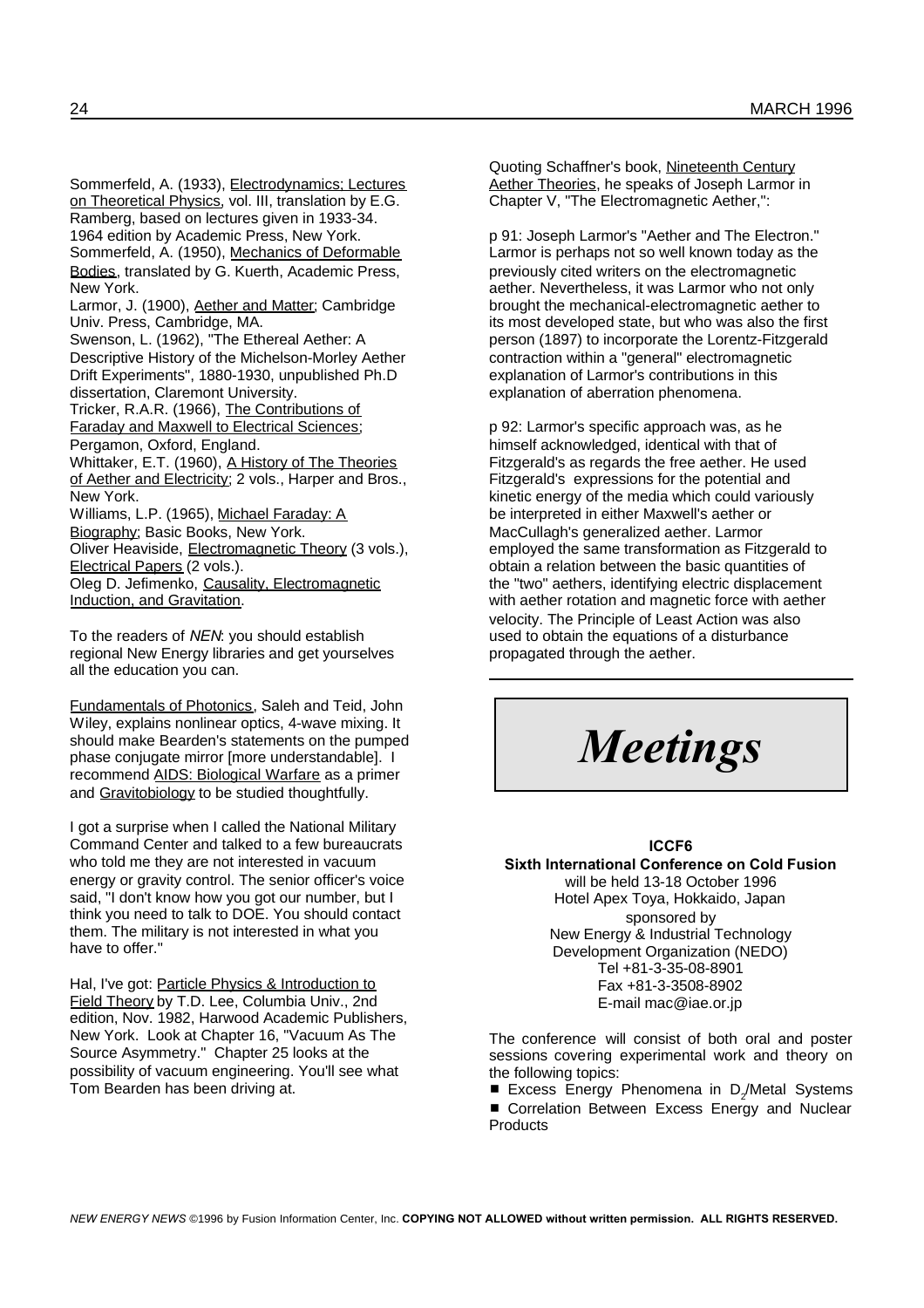Sommerfeld, A. (1933), Electrodynamics; Lectures on Theoretical Physics, vol. III, translation by E.G. Ramberg, based on lectures given in 1933-34. 1964 edition by Academic Press, New York.
Sommerfeld, A. (1950), Mechanics of Deformable Bodies, translated by G. Kuerth, Academic Press, New York.
Larmor, J. (1900), Aether and Matter; Cambridge Univ. Press, Cambridge, MA.
Swenson, L. (1962), "The Ethereal Aether: A Descriptive History of the Michelson-Morley Aether Drift Experiments", 1880-1930, unpublished Ph.D dissertation, Claremont University.
Tricker, R.A.R. (1966), The Contributions of Faraday and Maxwell to Electrical Sciences; Pergamon, Oxford, England.
Whittaker, E.T. (1960), A History of The Theories of Aether and Electricity; 2 vols., Harper and Bros., New York.
Williams, L.P. (1965), Michael Faraday: A Biography; Basic Books, New York.
Oliver Heaviside, Electromagnetic Theory (3 vols.), Electrical Papers (2 vols.).
Oleg D. Jefimenko, Causality, Electromagnetic Induction, and Gravitation.

To the readers of *NEN*: you should establish regional New Energy libraries and get yourselves all the education you can.

Fundamentals of Photonics, Saleh and Teid, John Wiley, explains nonlinear optics, 4-wave mixing. It should make Bearden's statements on the pumped phase conjugate mirror [more understandable]. I recommend AIDS: Biological Warfare as a primer and Gravitobiology to be studied thoughtfully.

I got a surprise when I called the National Military Command Center and talked to a few bureaucrats who told me they are not interested in vacuum energy or gravity control. The senior officer's voice said, "I don't know how you got our number, but I think you need to talk to DOE. You should contact them. The military is not interested in what you have to offer."

Hal, I've got: Particle Physics & Introduction to Field Theory by T.D. Lee, Columbia Univ., 2nd edition, Nov. 1982, Harwood Academic Publishers, New York. Look at Chapter 16, "Vacuum As The Source Asymmetry." Chapter 25 looks at the possibility of vacuum engineering. You'll see what Tom Bearden has been driving at.

Quoting Schaffner's book, Nineteenth Century Aether Theories, he speaks of Joseph Larmor in Chapter V, "The Electromagnetic Aether,":

p 91: Joseph Larmor's "Aether and The Electron." Larmor is perhaps not so well known today as the previously cited writers on the electromagnetic aether. Nevertheless, it was Larmor who not only brought the mechanical-electromagnetic aether to its most developed state, but who was also the first person (1897) to incorporate the Lorentz-Fitzgerald contraction within a "general" electromagnetic explanation of Larmor's contributions in this explanation of aberration phenomena.

p 92: Larmor's specific approach was, as he himself acknowledged, identical with that of Fitzgerald's as regards the free aether. He used Fitzgerald's expressions for the potential and kinetic energy of the media which could variously be interpreted in either Maxwell's aether or MacCullagh's generalized aether. Larmor employed the same transformation as Fitzgerald to obtain a relation between the basic quantities of the "two" aethers, identifying electric displacement with aether rotation and magnetic force with aether velocity. The Principle of Least Action was also used to obtain the equations of a disturbance propagated through the aether.

# *Meetings*

**ICCF6**
**Sixth International Conference on Cold Fusion**
will be held 13-18 October 1996
Hotel Apex Toya, Hokkaido, Japan
sponsored by
New Energy & Industrial Technology Development Organization (NEDO)
Tel +81-3-35-08-8901
Fax +81-3-3508-8902
E-mail mac@iae.or.jp

The conference will consist of both oral and poster sessions covering experimental work and theory on the following topics:

- Excess Energy Phenomena in $D_2$/Metal Systems
- Correlation Between Excess Energy and Nuclear Products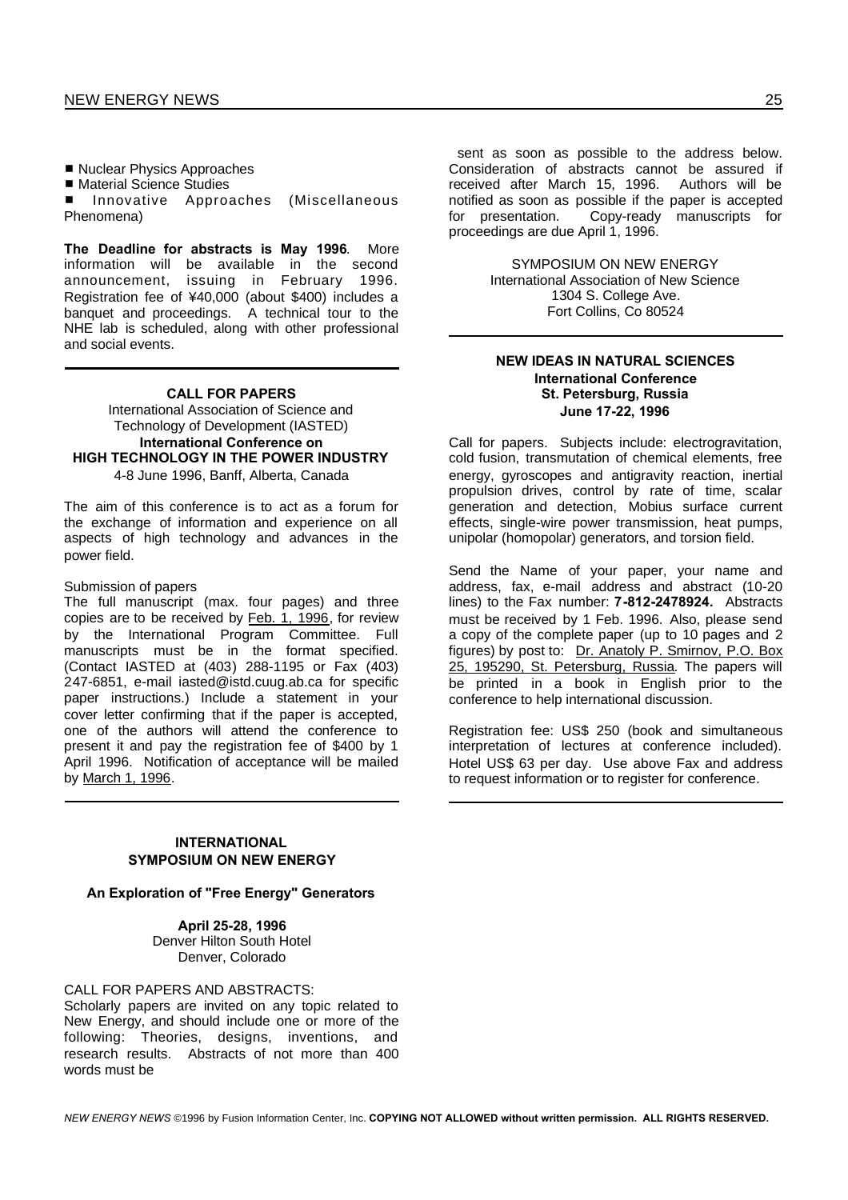- Nuclear Physics Approaches
- Material Science Studies
- Innovative Approaches (Miscellaneous Phenomena)

**The Deadline for abstracts is May 1996**. More information will be available in the second announcement, issuing in February 1996. Registration fee of ¥40,000 (about $400) includes a banquet and proceedings. A technical tour to the NHE lab is scheduled, along with other professional and social events.

---

**CALL FOR PAPERS**
International Association of Science and Technology of Development (IASTED)
**International Conference on HIGH TECHNOLOGY IN THE POWER INDUSTRY**
4-8 June 1996, Banff, Alberta, Canada

The aim of this conference is to act as a forum for the exchange of information and experience on all aspects of high technology and advances in the power field.

Submission of papers
The full manuscript (max. four pages) and three copies are to be received by Feb. 1, 1996, for review by the International Program Committee. Full manuscripts must be in the format specified. (Contact IASTED at (403) 288-1195 or Fax (403) 247-6851, e-mail iasted@istd.cuug.ab.ca for specific paper instructions.) Include a statement in your cover letter confirming that if the paper is accepted, one of the authors will attend the conference to present it and pay the registration fee of $400 by 1 April 1996. Notification of acceptance will be mailed by March 1, 1996.

---

**INTERNATIONAL SYMPOSIUM ON NEW ENERGY**

**An Exploration of "Free Energy" Generators**

**April 25-28, 1996**
Denver Hilton South Hotel
Denver, Colorado

CALL FOR PAPERS AND ABSTRACTS:
Scholarly papers are invited on any topic related to New Energy, and should include one or more of the following: Theories, designs, inventions, and research results. Abstracts of not more than 400 words must be sent as soon as possible to the address below. Consideration of abstracts cannot be assured if received after March 15, 1996. Authors will be notified as soon as possible if the paper is accepted for presentation. Copy-ready manuscripts for proceedings are due April 1, 1996.

SYMPOSIUM ON NEW ENERGY
International Association of New Science
1304 S. College Ave.
Fort Collins, Co 80524

---

**NEW IDEAS IN NATURAL SCIENCES**
**International Conference**
**St. Petersburg, Russia**
**June 17-22, 1996**

Call for papers. Subjects include: electrogravitation, cold fusion, transmutation of chemical elements, free energy, gyroscopes and antigravity reaction, inertial propulsion drives, control by rate of time, scalar generation and detection, Mobius surface current effects, single-wire power transmission, heat pumps, unipolar (homopolar) generators, and torsion field.

Send the Name of your paper, your name and address, fax, e-mail address and abstract (10-20 lines) to the Fax number: **7-812-2478924.** Abstracts must be received by 1 Feb. 1996. Also, please send a copy of the complete paper (up to 10 pages and 2 figures) by post to: Dr. Anatoly P. Smirnov, P.O. Box 25, 195290, St. Petersburg, Russia. The papers will be printed in a book in English prior to the conference to help international discussion.

Registration fee: US$ 250 (book and simultaneous interpretation of lectures at conference included). Hotel US$ 63 per day. Use above Fax and address to request information or to register for conference.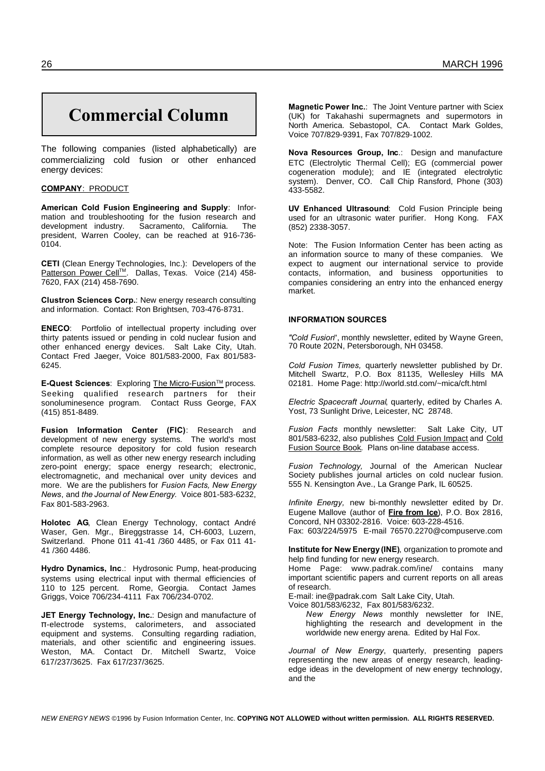# Commercial Column

The following companies (listed alphabetically) are commercializing cold fusion or other enhanced energy devices:

**COMPANY**: PRODUCT

**American Cold Fusion Engineering and Supply**: Information and troubleshooting for the fusion research and development industry. Sacramento, California. The president, Warren Cooley, can be reached at 916-736-0104.

**CETI** (Clean Energy Technologies, Inc.): Developers of the Patterson Power Cell™. Dallas, Texas. Voice (214) 458-7620, FAX (214) 458-7690.

**Clustron Sciences Corp.**: New energy research consulting and information. Contact: Ron Brightsen, 703-476-8731.

**ENECO**: Portfolio of intellectual property including over thirty patents issued or pending in cold nuclear fusion and other enhanced energy devices. Salt Lake City, Utah. Contact Fred Jaeger, Voice 801/583-2000, Fax 801/583-6245.

**E-Quest Sciences**: Exploring The Micro-Fusion™ process. Seeking qualified research partners for their sonoluminesence program. Contact Russ George, FAX (415) 851-8489.

**Fusion Information Center (FIC)**: Research and development of new energy systems. The world's most complete resource depository for cold fusion research information, as well as other new energy research including zero-point energy; space energy research; electronic, electromagnetic, and mechanical over unity devices and more. We are the publishers for *Fusion Facts, New Energy News*, and *the Journal of New Energy.* Voice 801-583-6232, Fax 801-583-2963.

**Holotec AG**, Clean Energy Technology, contact André Waser, Gen. Mgr., Bireggstrasse 14, CH-6003, Luzern, Switzerland. Phone 011 41-41 /360 4485, or Fax 011 41-41 /360 4486.

**Hydro Dynamics, Inc**.: Hydrosonic Pump, heat-producing systems using electrical input with thermal efficiencies of 110 to 125 percent. Rome, Georgia. Contact James Griggs, Voice 706/234-4111 Fax 706/234-0702.

**JET Energy Technology, Inc.**: Design and manufacture of π-electrode systems, calorimeters, and associated equipment and systems. Consulting regarding radiation, materials, and other scientific and engineering issues. Weston, MA. Contact Dr. Mitchell Swartz, Voice 617/237/3625. Fax 617/237/3625.

**Magnetic Power Inc.**: The Joint Venture partner with Sciex (UK) for Takahashi supermagnets and supermotors in North America. Sebastopol, CA. Contact Mark Goldes, Voice 707/829-9391, Fax 707/829-1002.

**Nova Resources Group, Inc**.: Design and manufacture ETC (Electrolytic Thermal Cell); EG (commercial power cogeneration module); and IE (integrated electrolytic system). Denver, CO. Call Chip Ransford, Phone (303) 433-5582.

**UV Enhanced Ultrasound**: Cold Fusion Principle being used for an ultrasonic water purifier. Hong Kong. FAX (852) 2338-3057.

Note: The Fusion Information Center has been acting as an information source to many of these companies. We expect to augment our international service to provide contacts, information, and business opportunities to companies considering an entry into the enhanced energy market.

**INFORMATION SOURCES**

*"Cold Fusion*", monthly newsletter, edited by Wayne Green, 70 Route 202N, Petersborough, NH 03458.

*Cold Fusion Times,* quarterly newsletter published by Dr. Mitchell Swartz, P.O. Box 81135, Wellesley Hills MA 02181. Home Page: http://world.std.com/~mica/cft.html

*Electric Spacecraft Journal*, quarterly, edited by Charles A. Yost, 73 Sunlight Drive, Leicester, NC 28748.

*Fusion Facts* monthly newsletter: Salt Lake City, UT 801/583-6232, also publishes Cold Fusion Impact and Cold Fusion Source Book. Plans on-line database access.

*Fusion Technology,* Journal of the American Nuclear Society publishes journal articles on cold nuclear fusion. 555 N. Kensington Ave., La Grange Park, IL 60525.

*Infinite Energy,* new bi-monthly newsletter edited by Dr. Eugene Mallove (author of **Fire from Ice**), P.O. Box 2816, Concord, NH 03302-2816. Voice: 603-228-4516.
Fax: 603/224/5975 E-mail 76570.2270@compuserve.com

**Institute for New Energy (INE)**, organization to promote and help find funding for new energy research.
Home Page: www.padrak.com/ine/ contains many important scientific papers and current reports on all areas of research.
E-mail: ine@padrak.com Salt Lake City, Utah.
Voice 801/583/6232, Fax 801/583/6232.

*New Energy News* monthly newsletter for INE, highlighting the research and development in the worldwide new energy arena. Edited by Hal Fox.

*Journal of New Energy*, quarterly, presenting papers representing the new areas of energy research, leading-edge ideas in the development of new energy technology, and the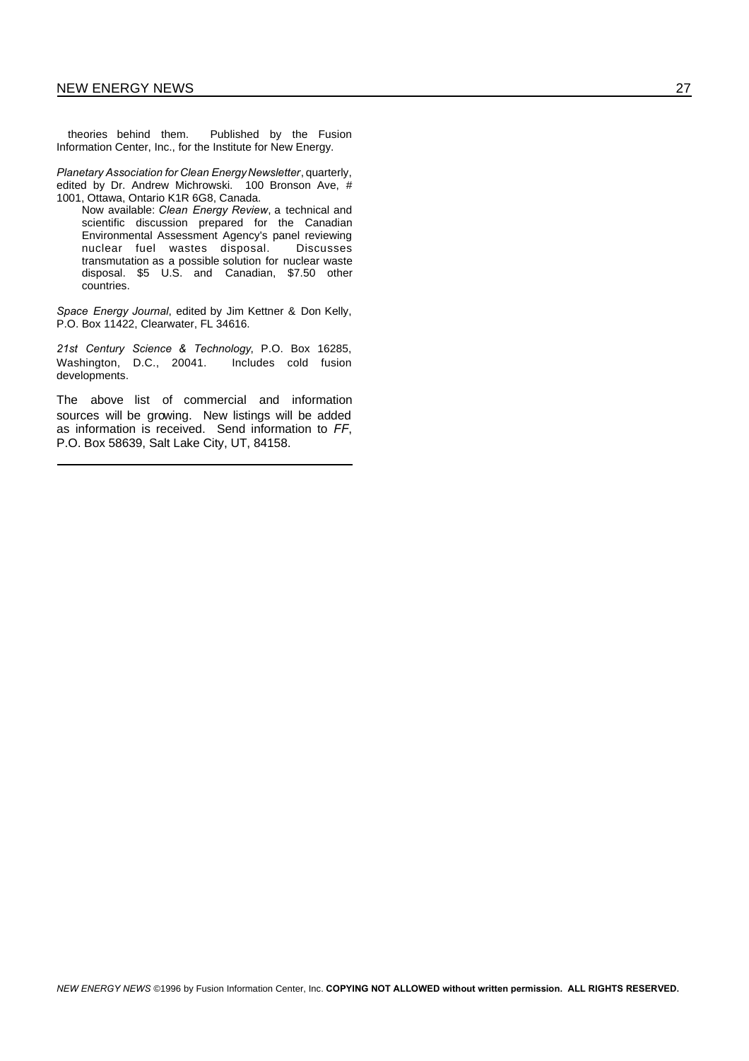theories behind them. Published by the Fusion Information Center, Inc., for the Institute for New Energy.

*Planetary Association for Clean Energy Newsletter*, quarterly, edited by Dr. Andrew Michrowski. 100 Bronson Ave, # 1001, Ottawa, Ontario K1R 6G8, Canada.

> Now available: *Clean Energy Review*, a technical and scientific discussion prepared for the Canadian Environmental Assessment Agency's panel reviewing nuclear fuel wastes disposal. Discusses transmutation as a possible solution for nuclear waste disposal. $5 U.S. and Canadian, $7.50 other countries.

*Space Energy Journal*, edited by Jim Kettner & Don Kelly, P.O. Box 11422, Clearwater, FL 34616.

*21st Century Science & Technology*, P.O. Box 16285, Washington, D.C., 20041. Includes cold fusion developments.

The above list of commercial and information sources will be growing. New listings will be added as information is received. Send information to *FF*, P.O. Box 58639, Salt Lake City, UT, 84158.

---

*NEW ENERGY NEWS* ©1996 by Fusion Information Center, Inc. **COPYING NOT ALLOWED without written permission. ALL RIGHTS RESERVED.**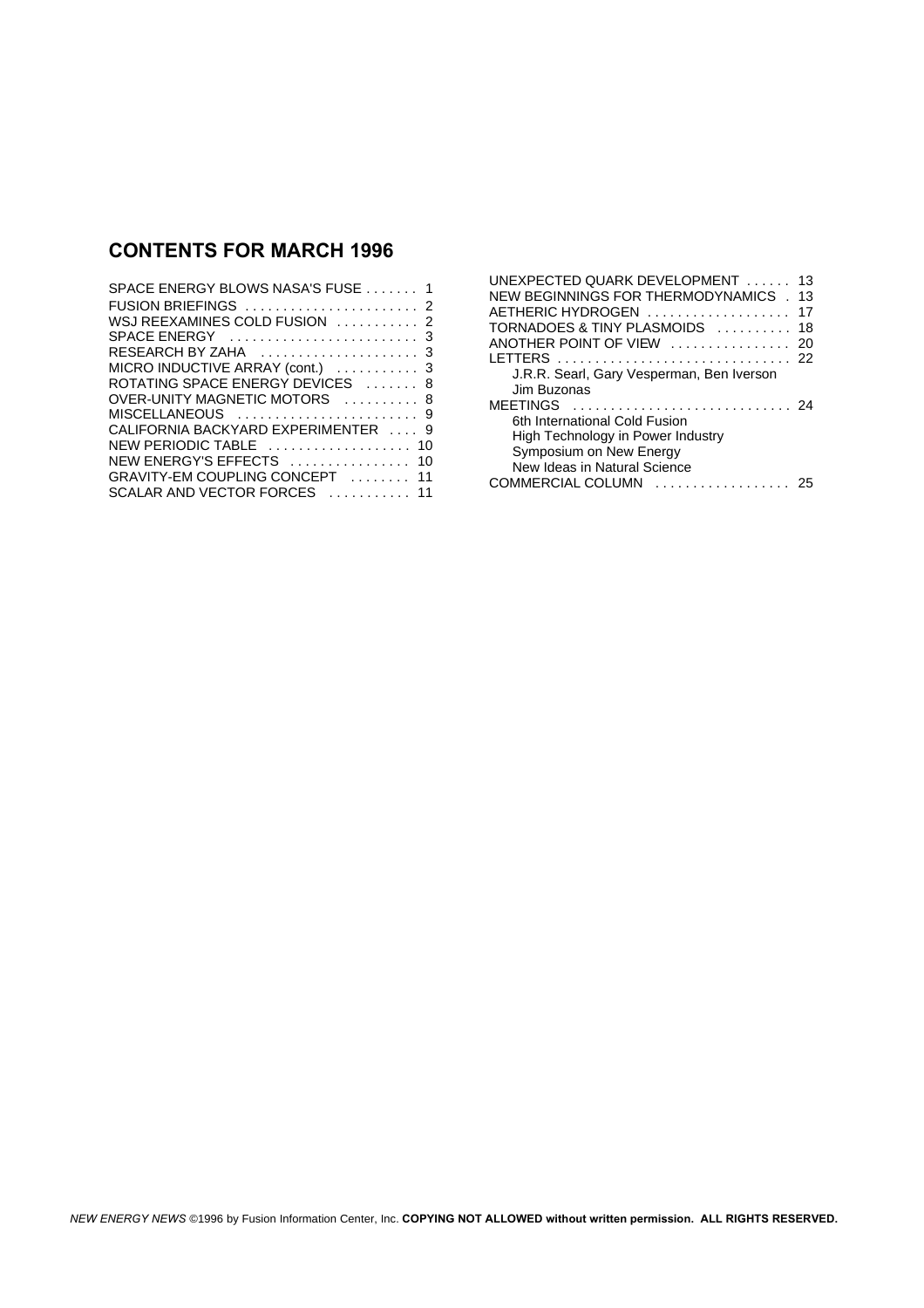## CONTENTS FOR MARCH 1996

SPACE ENERGY BLOWS NASA'S FUSE . . . . . . . 1
FUSION BRIEFINGS . . . . . . . . . . . . . . . . . . . . . . 2
WSJ REEXAMINES COLD FUSION . . . . . . . . . . . 2
SPACE ENERGY . . . . . . . . . . . . . . . . . . . . . . . . 3
RESEARCH BY ZAHA . . . . . . . . . . . . . . . . . . . . 3
MICRO INDUCTIVE ARRAY (cont.) . . . . . . . . . . . 3
ROTATING SPACE ENERGY DEVICES . . . . . . . 8
OVER-UNITY MAGNETIC MOTORS . . . . . . . . . . 8
MISCELLANEOUS . . . . . . . . . . . . . . . . . . . . . . . 9
CALIFORNIA BACKYARD EXPERIMENTER . . . . 9
NEW PERIODIC TABLE . . . . . . . . . . . . . . . . . . 10
NEW ENERGY'S EFFECTS . . . . . . . . . . . . . . . . 10
GRAVITY-EM COUPLING CONCEPT . . . . . . . . 11
SCALAR AND VECTOR FORCES . . . . . . . . . . . 11
UNEXPECTED QUARK DEVELOPMENT . . . . . . 13
NEW BEGINNINGS FOR THERMODYNAMICS . 13
AETHERIC HYDROGEN . . . . . . . . . . . . . . . . . . 17
TORNADOES & TINY PLASMOIDS . . . . . . . . . . 18
ANOTHER POINT OF VIEW . . . . . . . . . . . . . . . . 20
LETTERS . . . . . . . . . . . . . . . . . . . . . . . . . . . . . . . 22
  J.R.R. Searl, Gary Vesperman, Ben Iverson
  Jim Buzonas
MEETINGS . . . . . . . . . . . . . . . . . . . . . . . . . . . . 24
  6th International Cold Fusion
  High Technology in Power Industry
  Symposium on New Energy
  New Ideas in Natural Science
COMMERCIAL COLUMN . . . . . . . . . . . . . . . . . . 25

*NEW ENERGY NEWS* ©1996 by Fusion Information Center, Inc. **COPYING NOT ALLOWED without written permission. ALL RIGHTS RESERVED.**